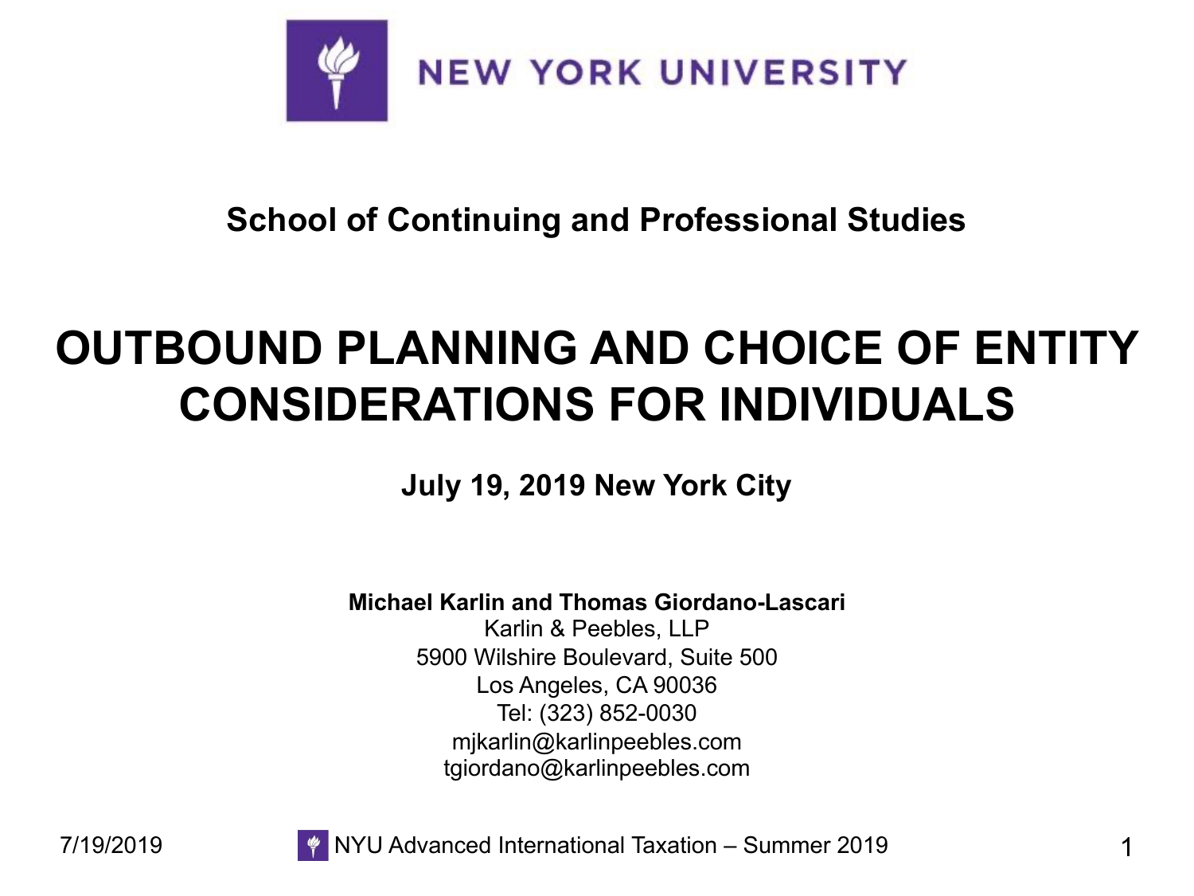NEW YORK UNIVERSITY

**School of Continuing and Professional Studies**

# OUTBOUND PLANNING AND CHOICE OF ENTITY CONSIDERATIONS FOR INDIVIDUALS

**July 19, 2019 New York City**

**Michael Karlin and Thomas Giordano-Lascari**
Karlin & Peebles, LLP
5900 Wilshire Boulevard, Suite 500
Los Angeles, CA 90036
Tel: (323) 852-0030
mjkarlin@karlinpeebles.com
tgiordano@karlinpeebles.com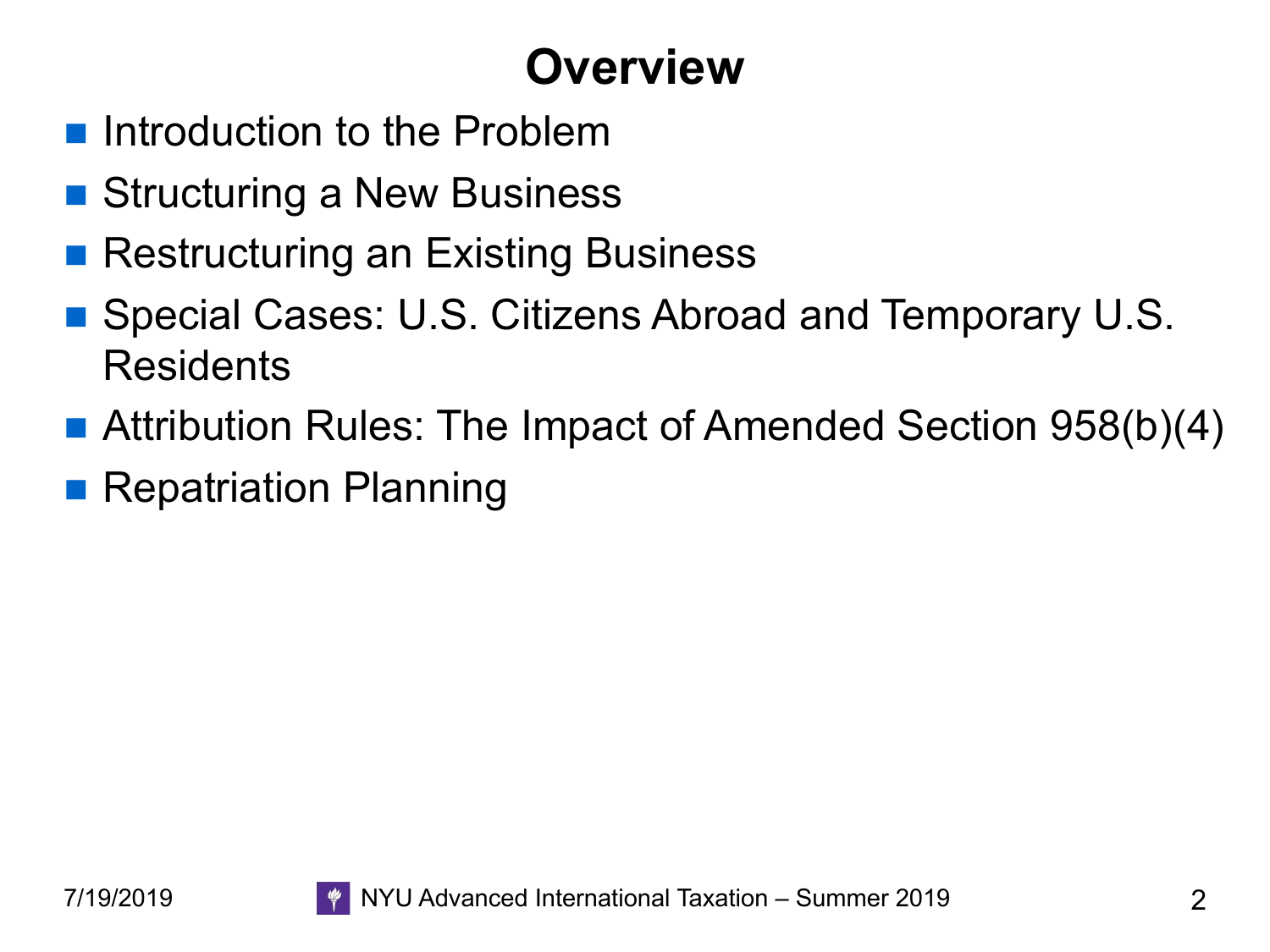# Overview

- Introduction to the Problem
- Structuring a New Business
- Restructuring an Existing Business
- Special Cases: U.S. Citizens Abroad and Temporary U.S. Residents
- Attribution Rules: The Impact of Amended Section 958(b)(4)
- Repatriation Planning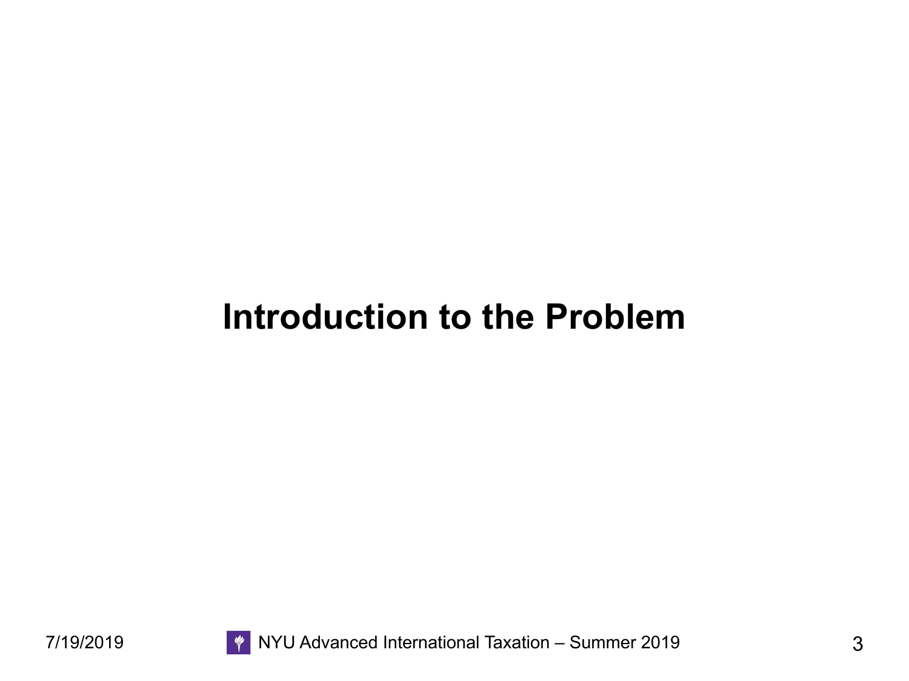# Introduction to the Problem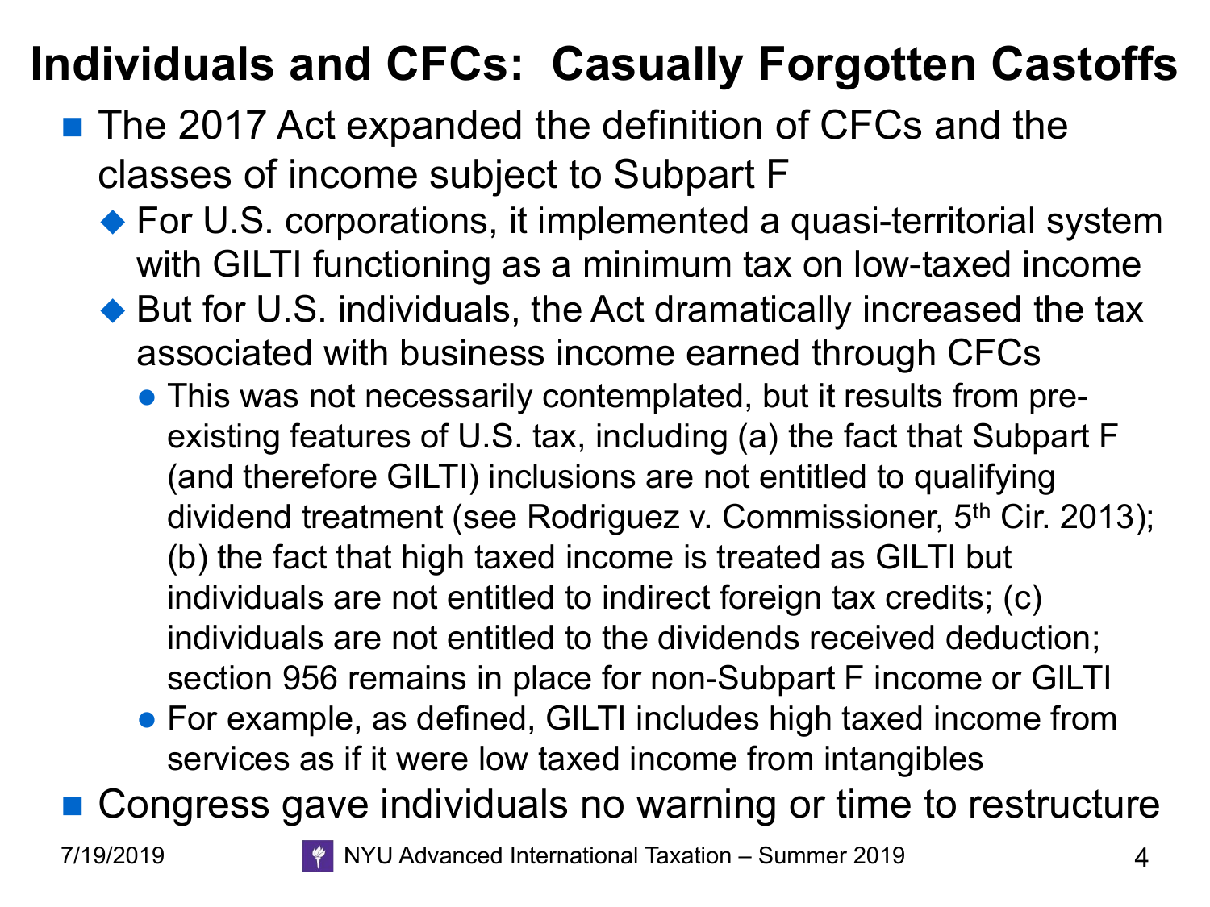# Individuals and CFCs: Casually Forgotten Castoffs

- The 2017 Act expanded the definition of CFCs and the classes of income subject to Subpart F
  - For U.S. corporations, it implemented a quasi-territorial system with GILTI functioning as a minimum tax on low-taxed income
  - But for U.S. individuals, the Act dramatically increased the tax associated with business income earned through CFCs
    - This was not necessarily contemplated, but it results from pre-existing features of U.S. tax, including (a) the fact that Subpart F (and therefore GILTI) inclusions are not entitled to qualifying dividend treatment (see Rodriguez v. Commissioner, 5th Cir. 2013); (b) the fact that high taxed income is treated as GILTI but individuals are not entitled to indirect foreign tax credits; (c) individuals are not entitled to the dividends received deduction; section 956 remains in place for non-Subpart F income or GILTI
    - For example, as defined, GILTI includes high taxed income from services as if it were low taxed income from intangibles
- Congress gave individuals no warning or time to restructure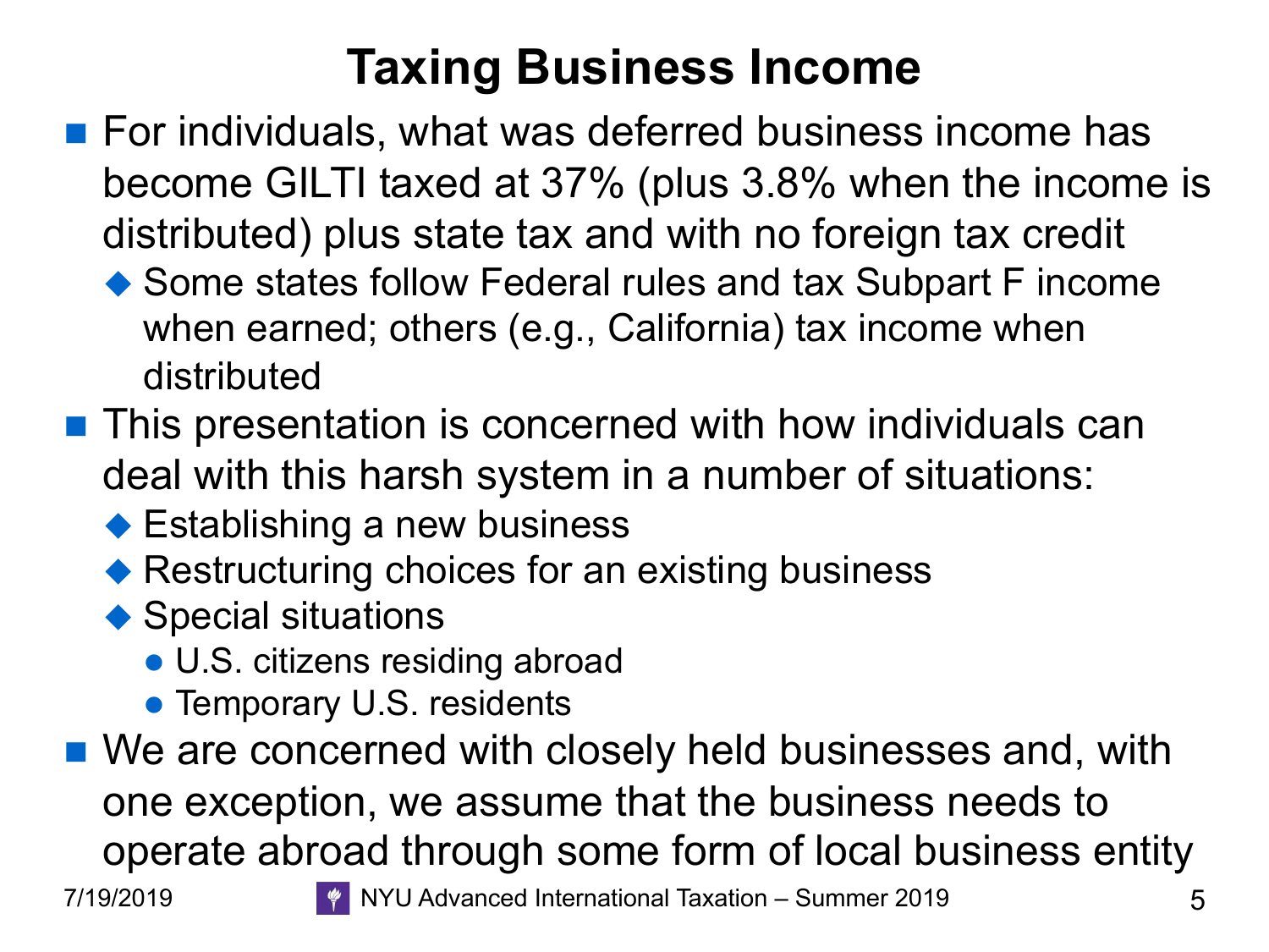# Taxing Business Income

- For individuals, what was deferred business income has become GILTI taxed at 37% (plus 3.8% when the income is distributed) plus state tax and with no foreign tax credit
  - Some states follow Federal rules and tax Subpart F income when earned; others (e.g., California) tax income when distributed
- This presentation is concerned with how individuals can deal with this harsh system in a number of situations:
  - Establishing a new business
  - Restructuring choices for an existing business
  - Special situations
    - U.S. citizens residing abroad
    - Temporary U.S. residents
- We are concerned with closely held businesses and, with one exception, we assume that the business needs to operate abroad through some form of local business entity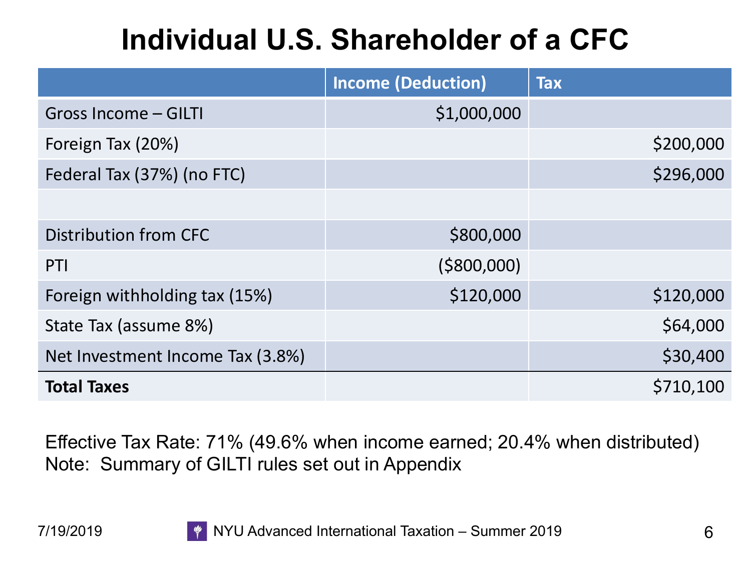# Individual U.S. Shareholder of a CFC

| | Income (Deduction) | Tax |
|---|---|---|
| Gross Income – GILTI | $1,000,000 | |
| Foreign Tax (20%) | | $200,000 |
| Federal Tax (37%) (no FTC) | | $296,000 |
| | | |
| Distribution from CFC | $800,000 | |
| PTI | ($800,000) | |
| Foreign withholding tax (15%) | $120,000 | $120,000 |
| State Tax (assume 8%) | | $64,000 |
| Net Investment Income Tax (3.8%) | | $30,400 |
| **Total Taxes** | | $710,100 |

Effective Tax Rate: 71% (49.6% when income earned; 20.4% when distributed)
Note: Summary of GILTI rules set out in Appendix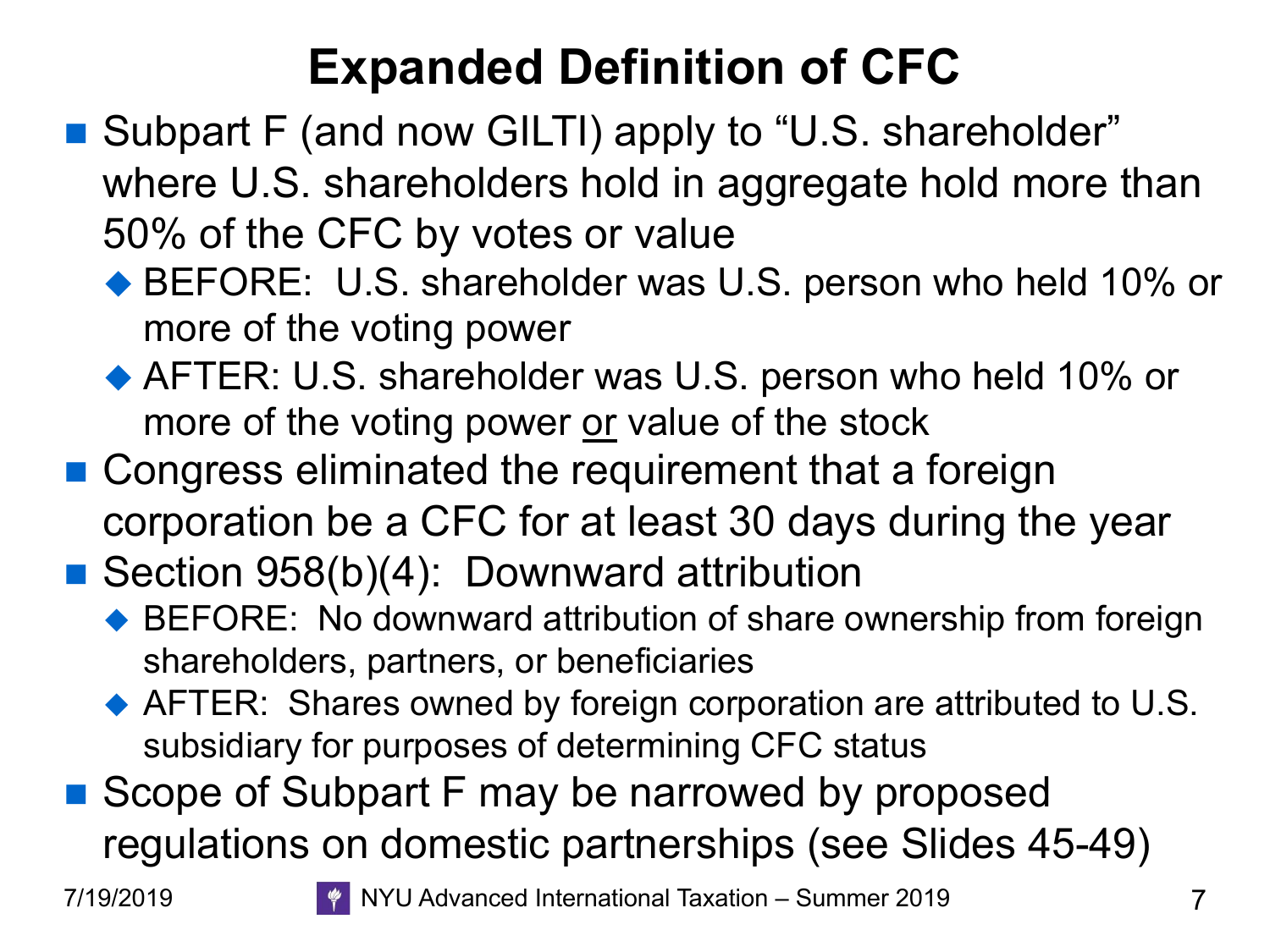# Expanded Definition of CFC

- Subpart F (and now GILTI) apply to "U.S. shareholder" where U.S. shareholders hold in aggregate hold more than 50% of the CFC by votes or value
  - BEFORE: U.S. shareholder was U.S. person who held 10% or more of the voting power
  - AFTER: U.S. shareholder was U.S. person who held 10% or more of the voting power <u>or</u> value of the stock
- Congress eliminated the requirement that a foreign corporation be a CFC for at least 30 days during the year
- Section 958(b)(4): Downward attribution
  - BEFORE: No downward attribution of share ownership from foreign shareholders, partners, or beneficiaries
  - AFTER: Shares owned by foreign corporation are attributed to U.S. subsidiary for purposes of determining CFC status
- Scope of Subpart F may be narrowed by proposed regulations on domestic partnerships (see Slides 45-49)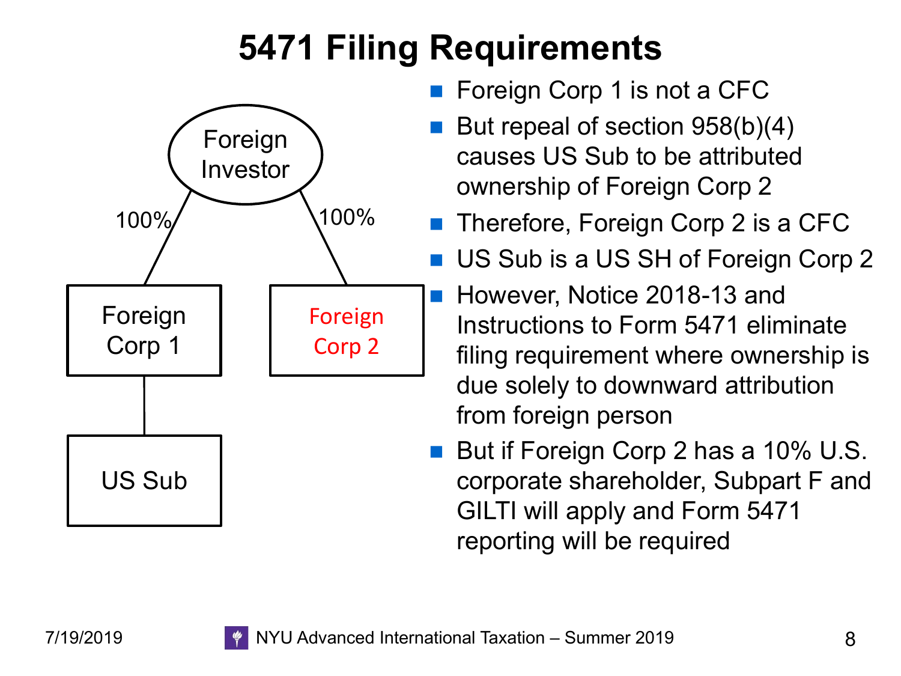# 5471 Filing Requirements

Foreign Investor

100% → Foreign Corp 1 → US Sub

100% → Foreign Corp 2

- Foreign Corp 1 is not a CFC
- But repeal of section 958(b)(4) causes US Sub to be attributed ownership of Foreign Corp 2
- Therefore, Foreign Corp 2 is a CFC
- US Sub is a US SH of Foreign Corp 2
- However, Notice 2018-13 and Instructions to Form 5471 eliminate filing requirement where ownership is due solely to downward attribution from foreign person
- But if Foreign Corp 2 has a 10% U.S. corporate shareholder, Subpart F and GILTI will apply and Form 5471 reporting will be required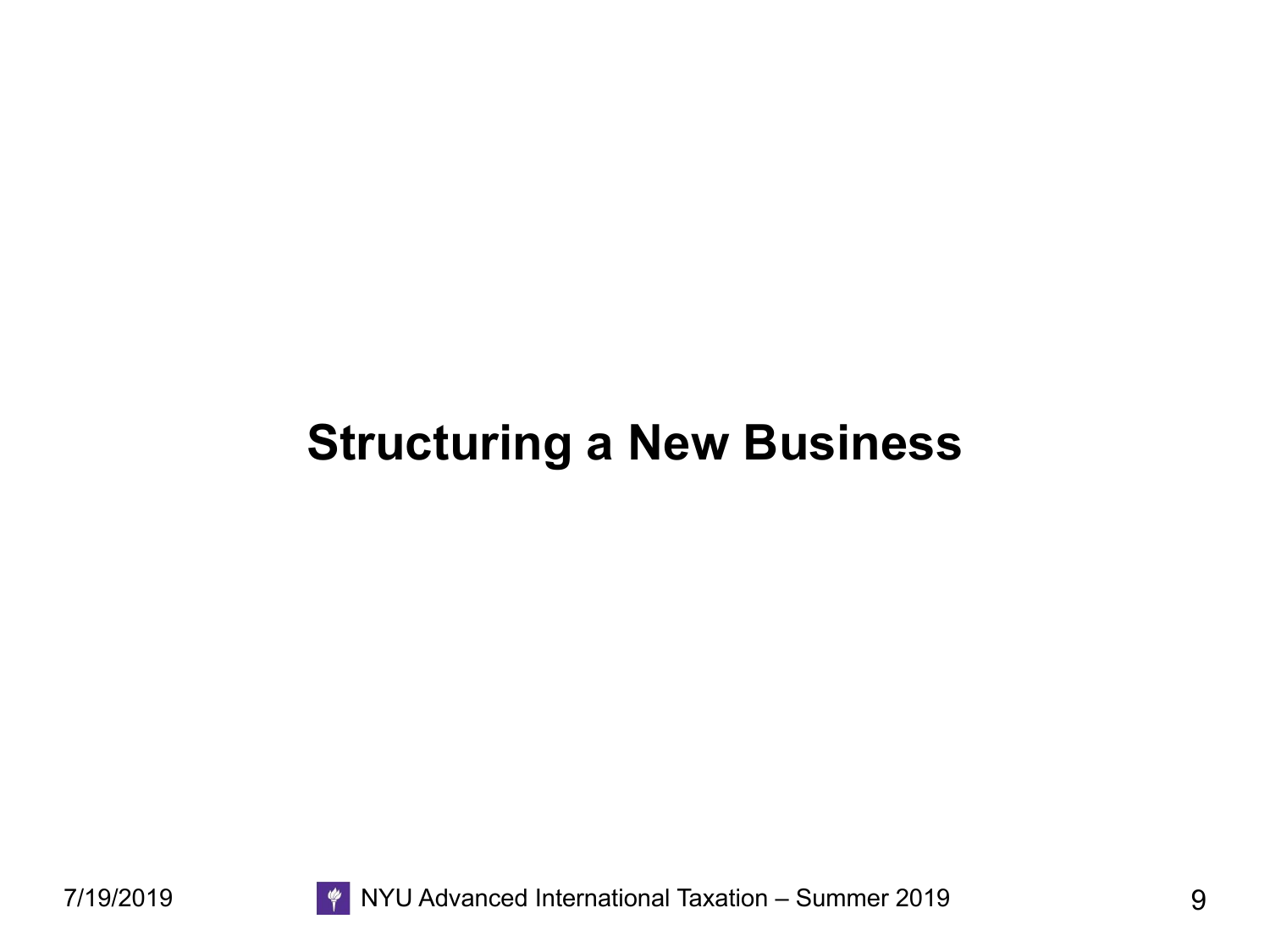# Structuring a New Business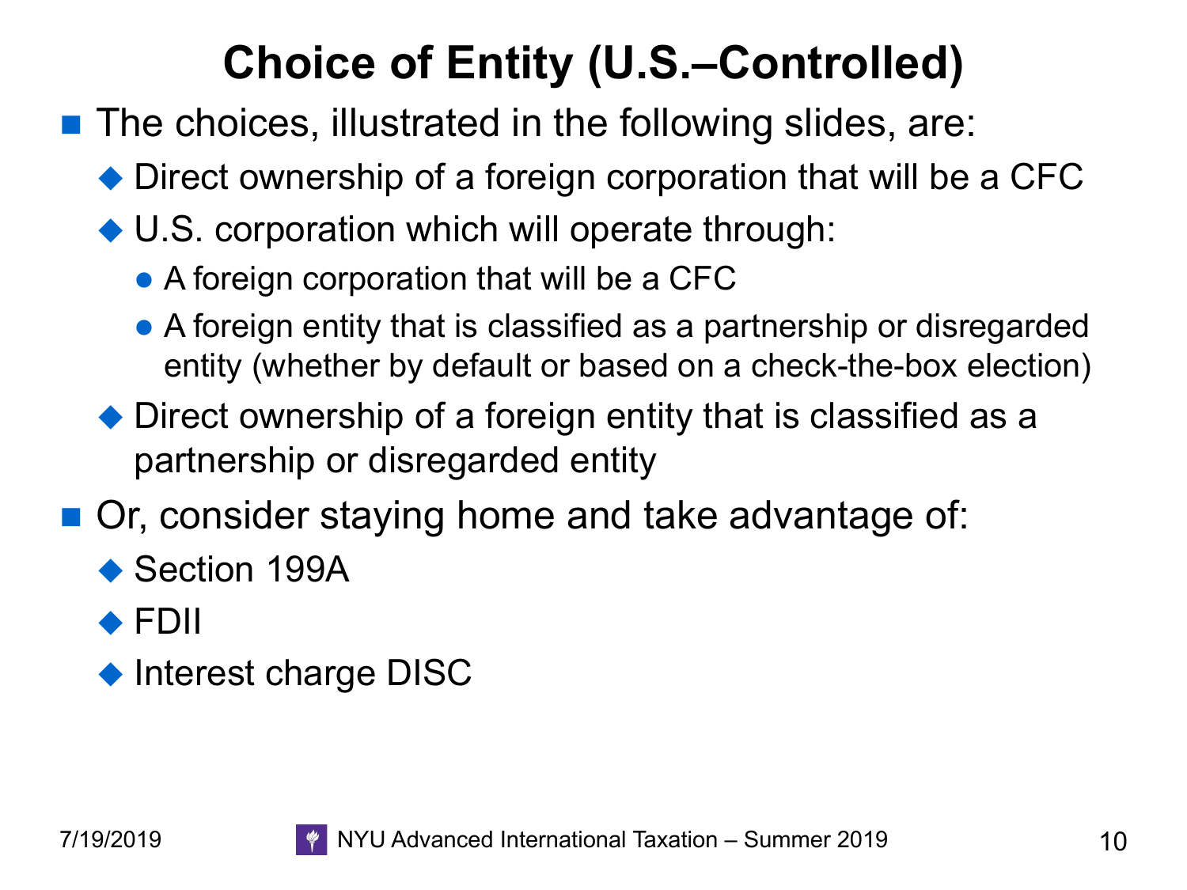# Choice of Entity (U.S.–Controlled)

- The choices, illustrated in the following slides, are:
  - Direct ownership of a foreign corporation that will be a CFC
  - U.S. corporation which will operate through:
    - A foreign corporation that will be a CFC
    - A foreign entity that is classified as a partnership or disregarded entity (whether by default or based on a check-the-box election)
  - Direct ownership of a foreign entity that is classified as a partnership or disregarded entity
- Or, consider staying home and take advantage of:
  - Section 199A
  - FDII
  - Interest charge DISC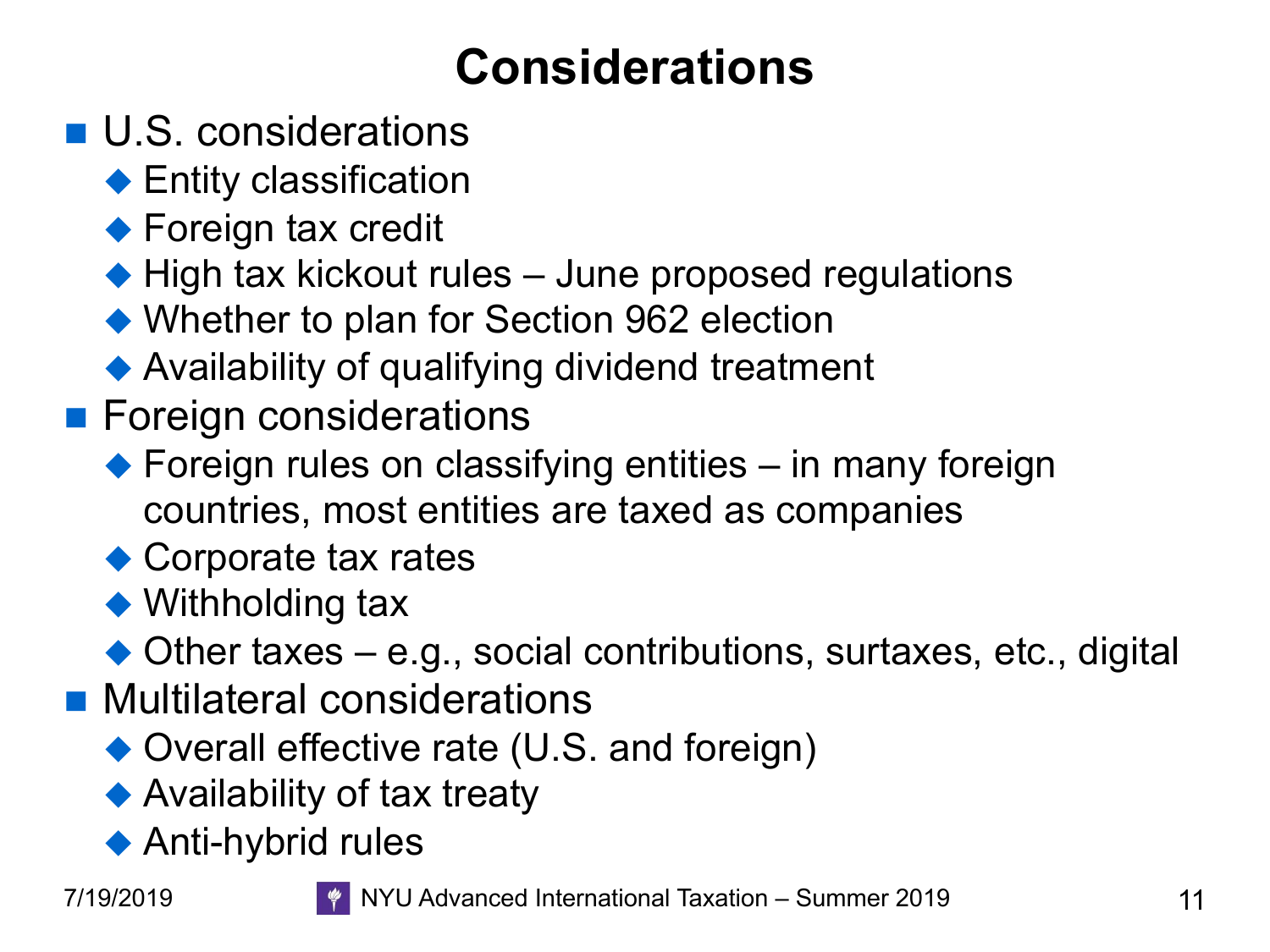# Considerations

- U.S. considerations
  - Entity classification
  - Foreign tax credit
  - High tax kickout rules – June proposed regulations
  - Whether to plan for Section 962 election
  - Availability of qualifying dividend treatment
- Foreign considerations
  - Foreign rules on classifying entities – in many foreign countries, most entities are taxed as companies
  - Corporate tax rates
  - Withholding tax
  - Other taxes – e.g., social contributions, surtaxes, etc., digital
- Multilateral considerations
  - Overall effective rate (U.S. and foreign)
  - Availability of tax treaty
  - Anti-hybrid rules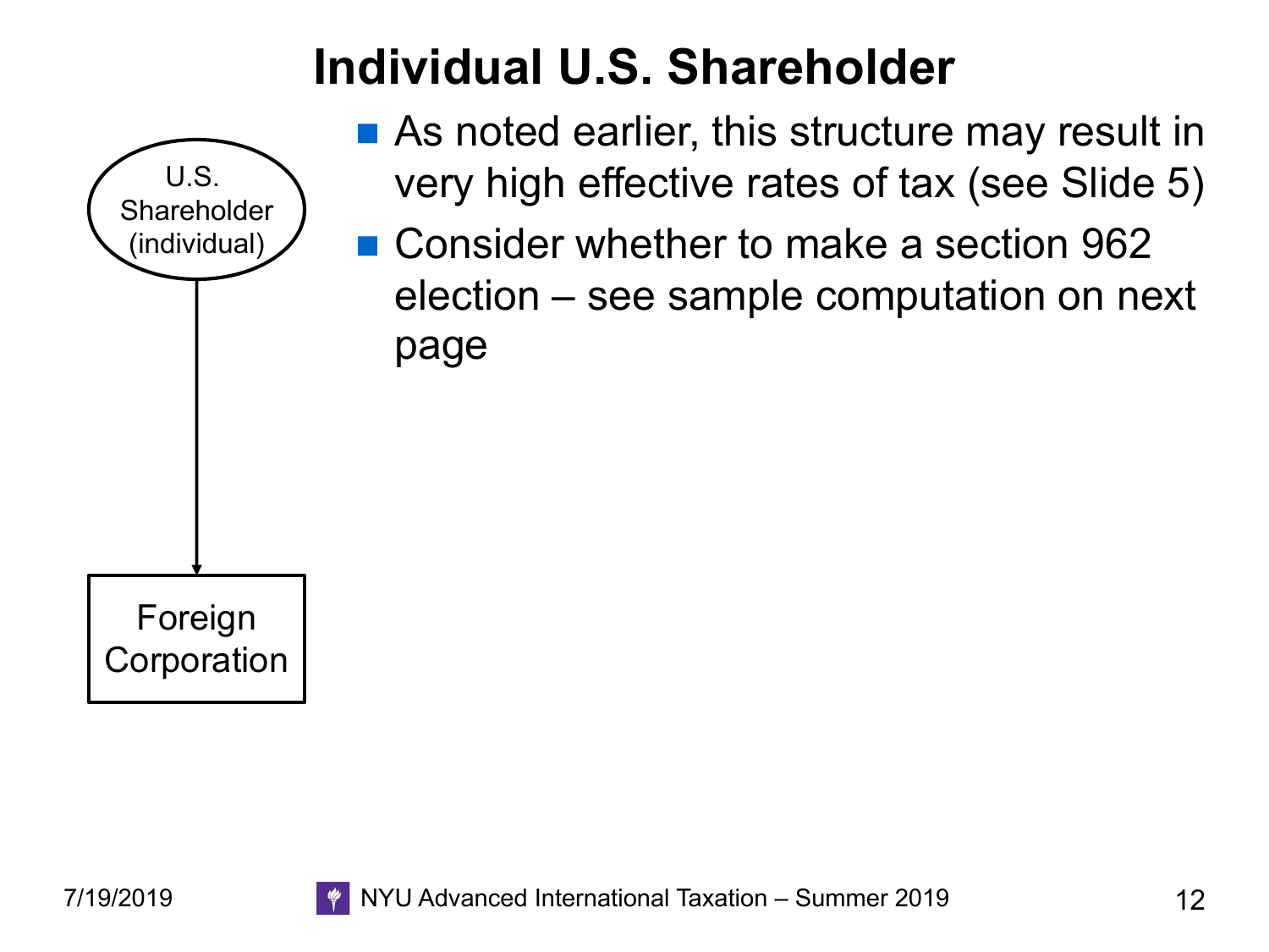# Individual U.S. Shareholder

U.S. Shareholder (individual)

Foreign Corporation

- As noted earlier, this structure may result in very high effective rates of tax (see Slide 5)
- Consider whether to make a section 962 election – see sample computation on next page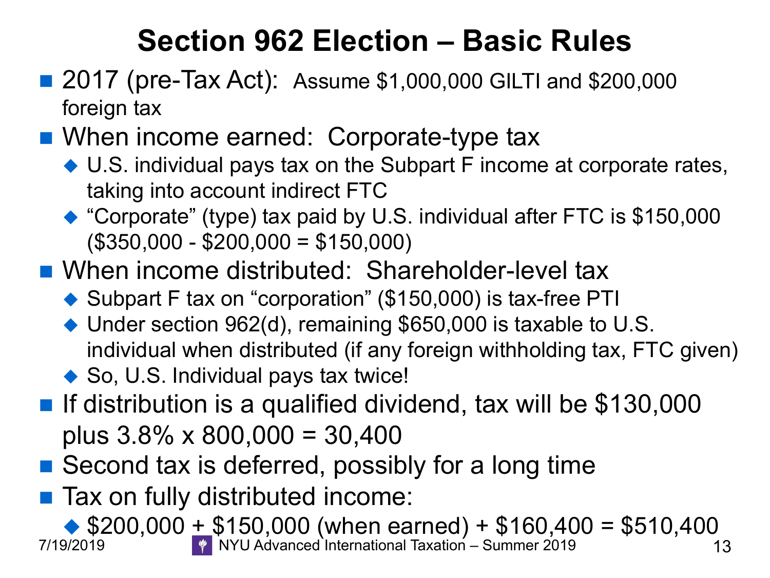# Section 962 Election – Basic Rules

- 2017 (pre-Tax Act): Assume $1,000,000 GILTI and $200,000 foreign tax
- When income earned: Corporate-type tax
  - U.S. individual pays tax on the Subpart F income at corporate rates, taking into account indirect FTC
  - "Corporate" (type) tax paid by U.S. individual after FTC is $150,000 ($350,000 - $200,000 = $150,000)
- When income distributed: Shareholder-level tax
  - Subpart F tax on "corporation" ($150,000) is tax-free PTI
  - Under section 962(d), remaining $650,000 is taxable to U.S. individual when distributed (if any foreign withholding tax, FTC given)
  - So, U.S. Individual pays tax twice!
- If distribution is a qualified dividend, tax will be $130,000 plus 3.8% x 800,000 = 30,400
- Second tax is deferred, possibly for a long time
- Tax on fully distributed income:
  - $200,000 + $150,000 (when earned) + $160,400 = $510,400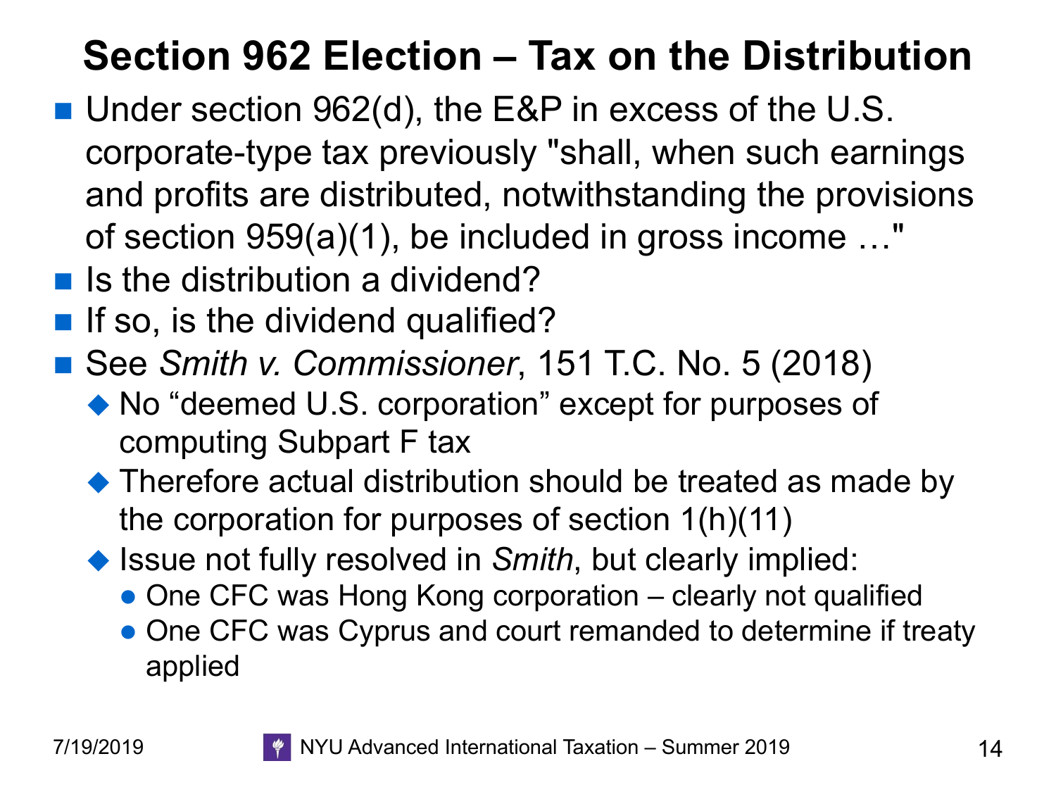# Section 962 Election – Tax on the Distribution

- Under section 962(d), the E&P in excess of the U.S. corporate-type tax previously "shall, when such earnings and profits are distributed, notwithstanding the provisions of section 959(a)(1), be included in gross income …"
- Is the distribution a dividend?
- If so, is the dividend qualified?
- See *Smith v. Commissioner*, 151 T.C. No. 5 (2018)
  - No "deemed U.S. corporation" except for purposes of computing Subpart F tax
  - Therefore actual distribution should be treated as made by the corporation for purposes of section 1(h)(11)
  - Issue not fully resolved in *Smith*, but clearly implied:
    - One CFC was Hong Kong corporation – clearly not qualified
    - One CFC was Cyprus and court remanded to determine if treaty applied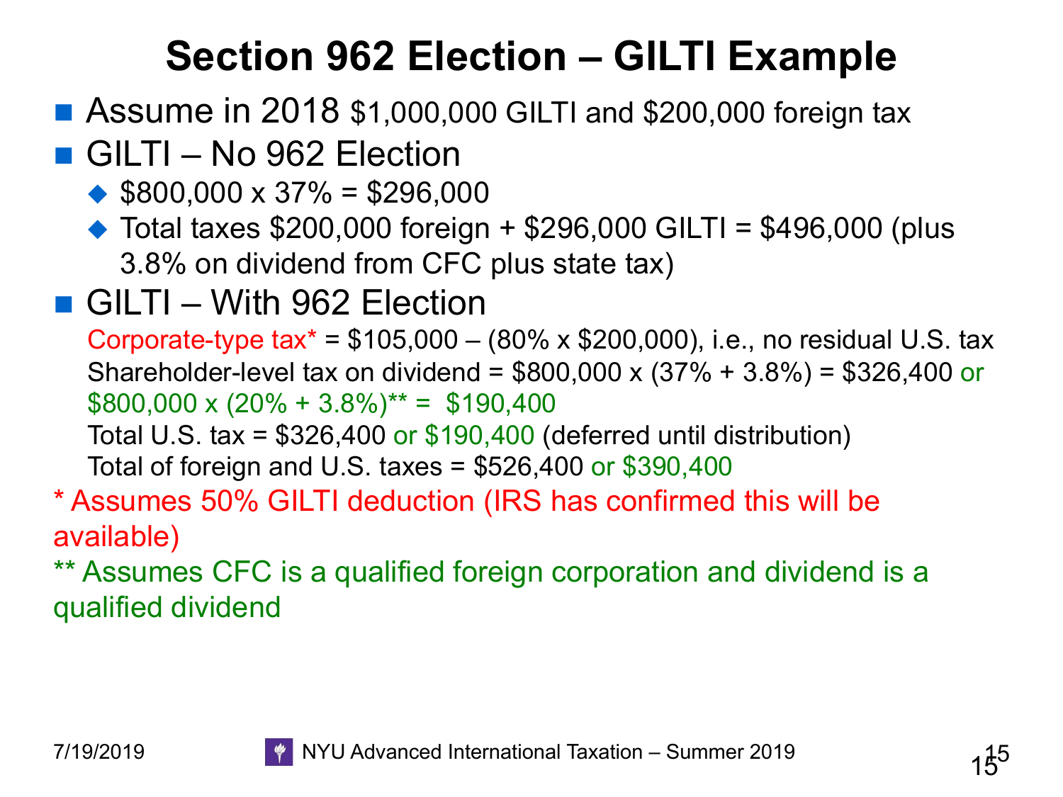# Section 962 Election – GILTI Example

- Assume in 2018 $1,000,000 GILTI and $200,000 foreign tax
- GILTI – No 962 Election
  - $800,000 x 37% = $296,000
  - Total taxes $200,000 foreign + $296,000 GILTI = $496,000 (plus 3.8% on dividend from CFC plus state tax)
- GILTI – With 962 Election

  Corporate-type tax* = $105,000 – (80% x $200,000), i.e., no residual U.S. tax
  Shareholder-level tax on dividend = $800,000 x (37% + 3.8%) = $326,400 or $800,000 x (20% + 3.8%)** = $190,400
  Total U.S. tax = $326,400 or $190,400 (deferred until distribution)
  Total of foreign and U.S. taxes = $526,400 or $390,400

* Assumes 50% GILTI deduction (IRS has confirmed this will be available)

** Assumes CFC is a qualified foreign corporation and dividend is a qualified dividend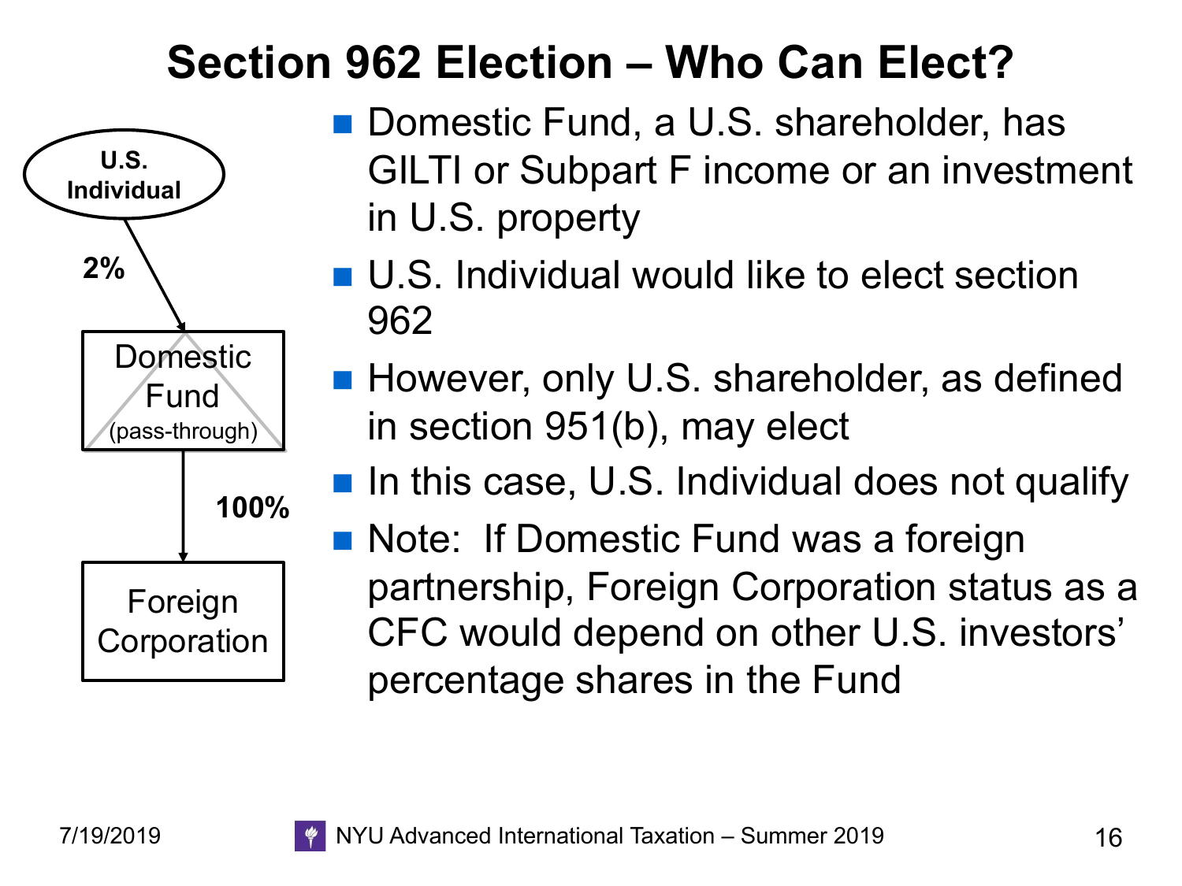# Section 962 Election – Who Can Elect?

U.S. Individual

2%

Domestic Fund (pass-through)

100%

Foreign Corporation

- Domestic Fund, a U.S. shareholder, has GILTI or Subpart F income or an investment in U.S. property
- U.S. Individual would like to elect section 962
- However, only U.S. shareholder, as defined in section 951(b), may elect
- In this case, U.S. Individual does not qualify
- Note: If Domestic Fund was a foreign partnership, Foreign Corporation status as a CFC would depend on other U.S. investors' percentage shares in the Fund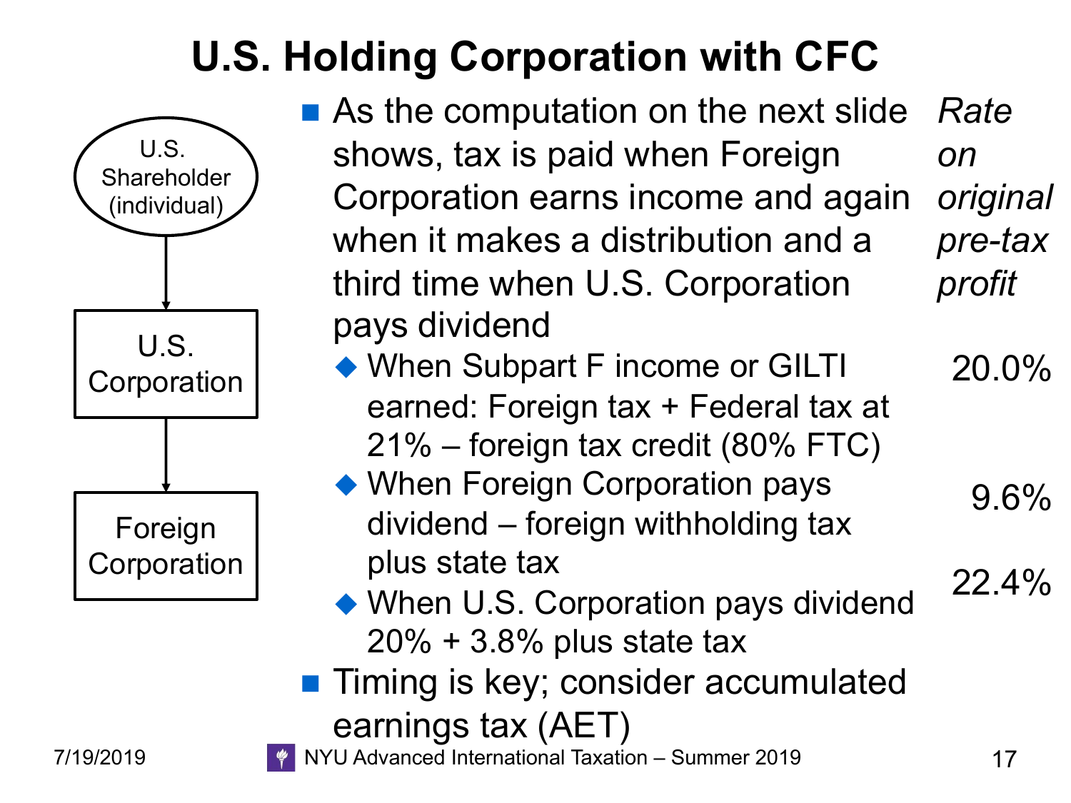# U.S. Holding Corporation with CFC

U.S. Shareholder (individual)

U.S. Corporation

Foreign Corporation

- As the computation on the next slide shows, tax is paid when Foreign Corporation earns income and again when it makes a distribution and a third time when U.S. Corporation pays dividend

| | *Rate on original pre-tax profit* |
|---|---|
| When Subpart F income or GILTI earned: Foreign tax + Federal tax at 21% – foreign tax credit (80% FTC) | 20.0% |
| When Foreign Corporation pays dividend – foreign withholding tax plus state tax | 9.6% |
| When U.S. Corporation pays dividend 20% + 3.8% plus state tax | 22.4% |

- Timing is key; consider accumulated earnings tax (AET)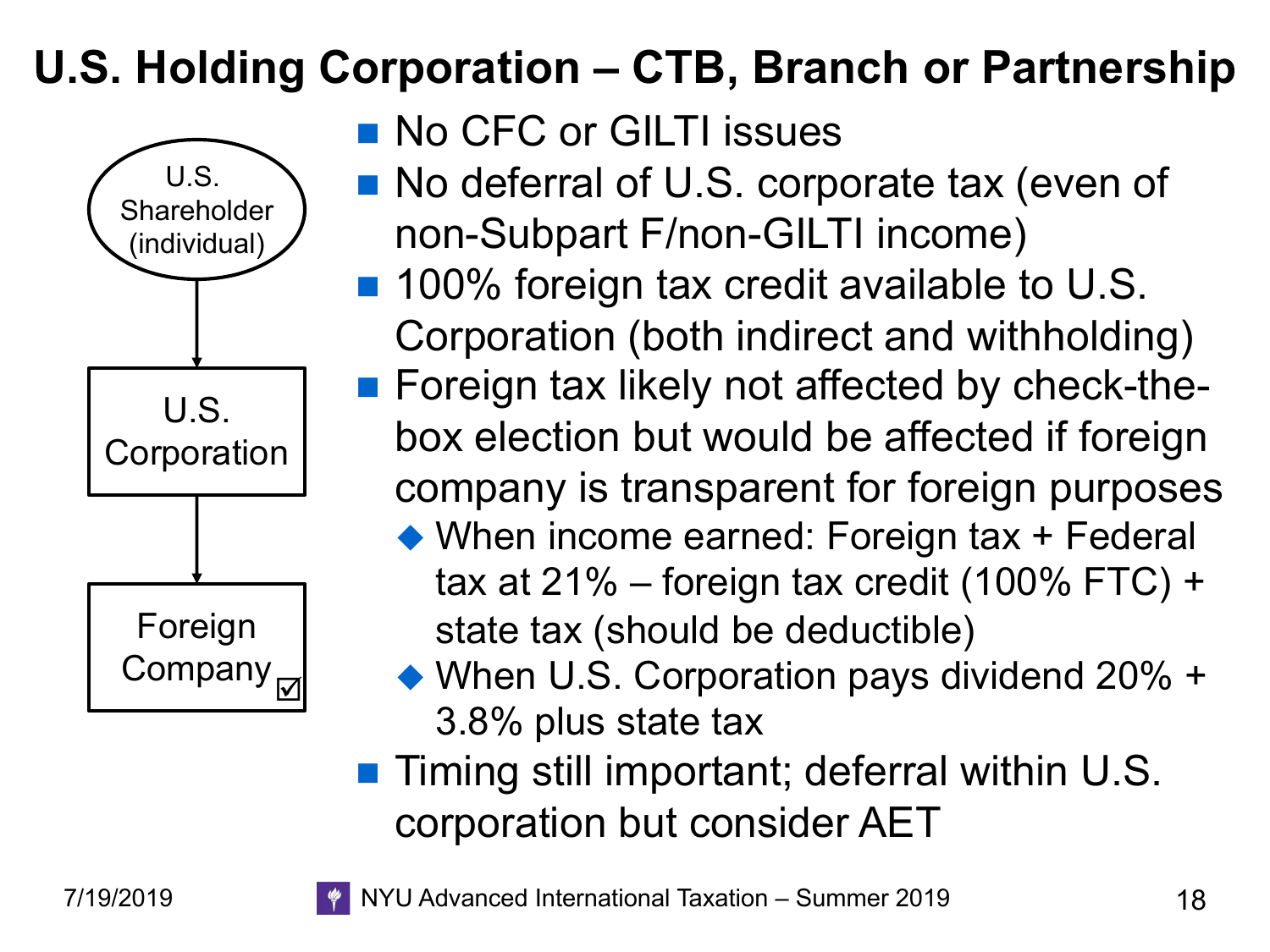# U.S. Holding Corporation – CTB, Branch or Partnership

U.S. Shareholder (individual)

U.S. Corporation

Foreign Company ☑

- No CFC or GILTI issues
- No deferral of U.S. corporate tax (even of non-Subpart F/non-GILTI income)
- 100% foreign tax credit available to U.S. Corporation (both indirect and withholding)
- Foreign tax likely not affected by check-the-box election but would be affected if foreign company is transparent for foreign purposes
  - When income earned: Foreign tax + Federal tax at 21% – foreign tax credit (100% FTC) + state tax (should be deductible)
  - When U.S. Corporation pays dividend 20% + 3.8% plus state tax
- Timing still important; deferral within U.S. corporation but consider AET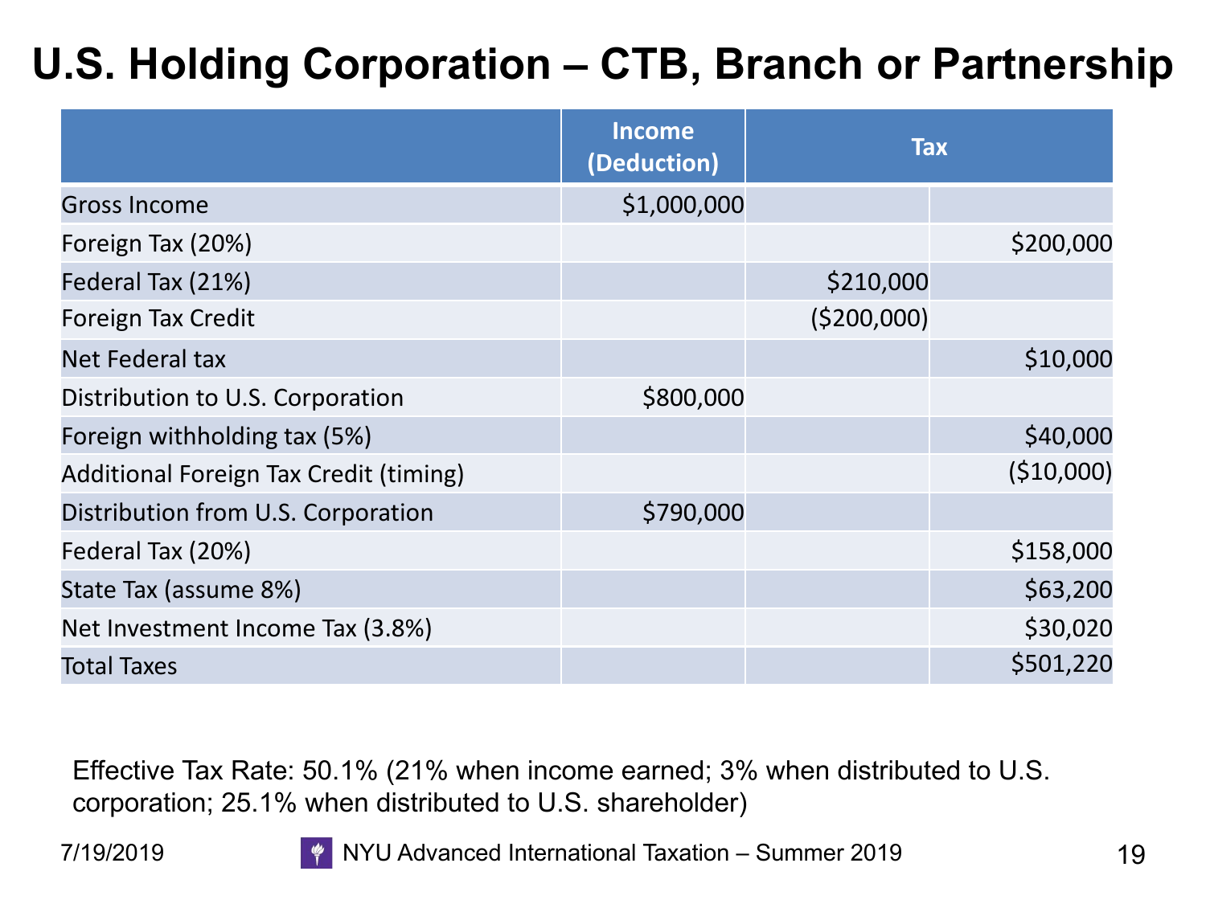# U.S. Holding Corporation – CTB, Branch or Partnership

| | Income (Deduction) | Tax | |
|---|---|---|---|
| Gross Income | $1,000,000 | | |
| Foreign Tax (20%) | | | $200,000 |
| Federal Tax (21%) | | $210,000 | |
| Foreign Tax Credit | | ($200,000) | |
| Net Federal tax | | | $10,000 |
| Distribution to U.S. Corporation | $800,000 | | |
| Foreign withholding tax (5%) | | | $40,000 |
| Additional Foreign Tax Credit (timing) | | | ($10,000) |
| Distribution from U.S. Corporation | $790,000 | | |
| Federal Tax (20%) | | | $158,000 |
| State Tax (assume 8%) | | | $63,200 |
| Net Investment Income Tax (3.8%) | | | $30,020 |
| Total Taxes | | | $501,220 |

Effective Tax Rate: 50.1% (21% when income earned; 3% when distributed to U.S. corporation; 25.1% when distributed to U.S. shareholder)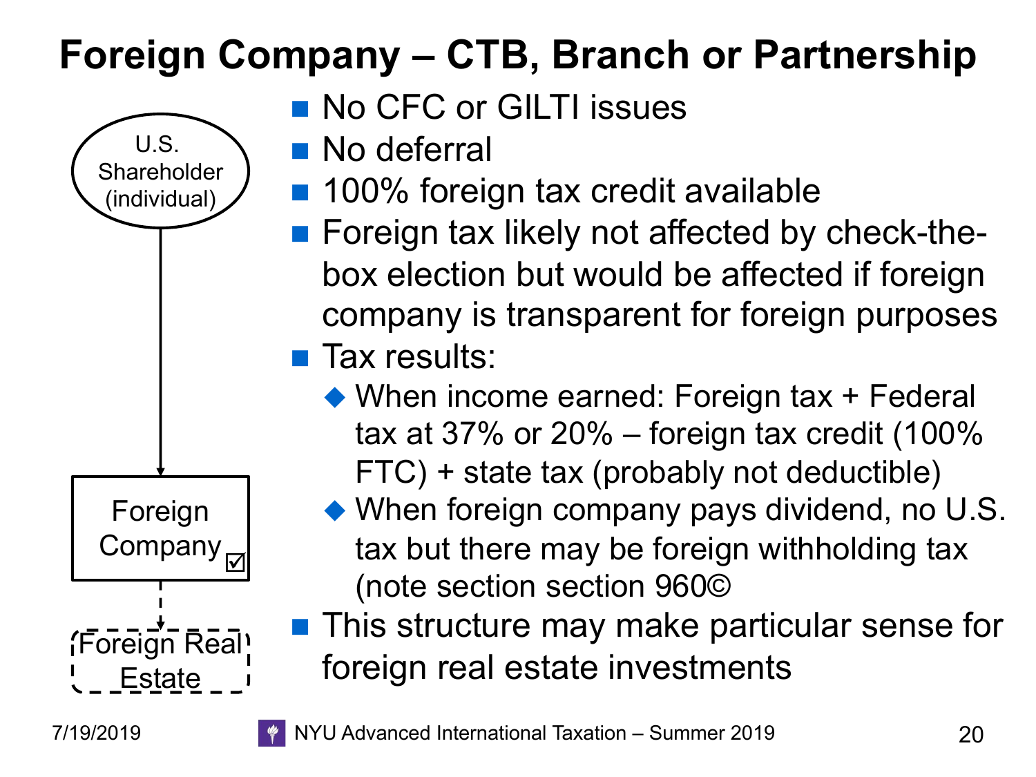# Foreign Company – CTB, Branch or Partnership

U.S. Shareholder (individual)

Foreign Company ☑

Foreign Real Estate

- No CFC or GILTI issues
- No deferral
- 100% foreign tax credit available
- Foreign tax likely not affected by check-the-box election but would be affected if foreign company is transparent for foreign purposes
- Tax results:
  - When income earned: Foreign tax + Federal tax at 37% or 20% – foreign tax credit (100% FTC) + state tax (probably not deductible)
  - When foreign company pays dividend, no U.S. tax but there may be foreign withholding tax (note section section 960©
- This structure may make particular sense for foreign real estate investments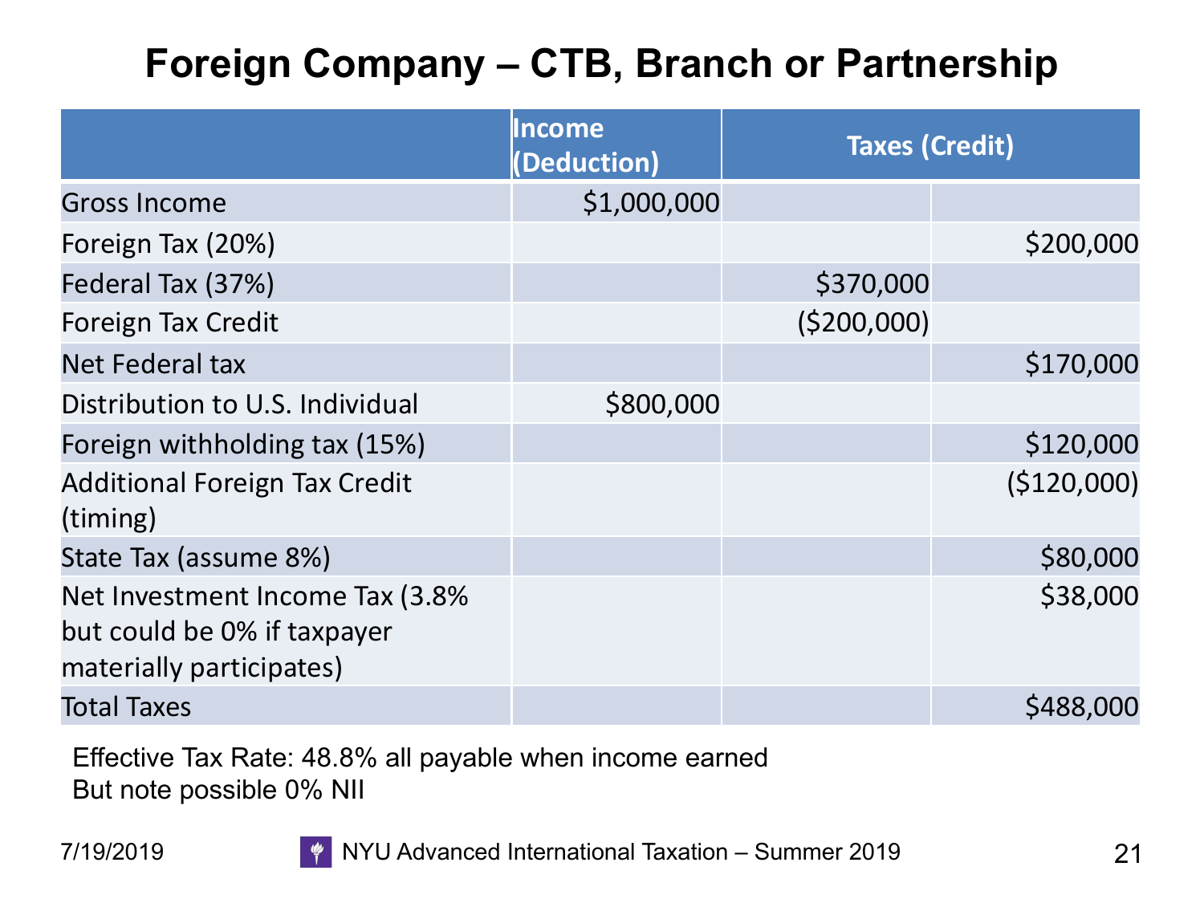# Foreign Company – CTB, Branch or Partnership

| | Income (Deduction) | Taxes (Credit) | |
|---|---|---|---|
| Gross Income | $1,000,000 | | |
| Foreign Tax (20%) | | | $200,000 |
| Federal Tax (37%) | | $370,000 | |
| Foreign Tax Credit | | ($200,000) | |
| Net Federal tax | | | $170,000 |
| Distribution to U.S. Individual | $800,000 | | |
| Foreign withholding tax (15%) | | | $120,000 |
| Additional Foreign Tax Credit (timing) | | | ($120,000) |
| State Tax (assume 8%) | | | $80,000 |
| Net Investment Income Tax (3.8% but could be 0% if taxpayer materially participates) | | | $38,000 |
| Total Taxes | | | $488,000 |

Effective Tax Rate: 48.8% all payable when income earned
But note possible 0% NII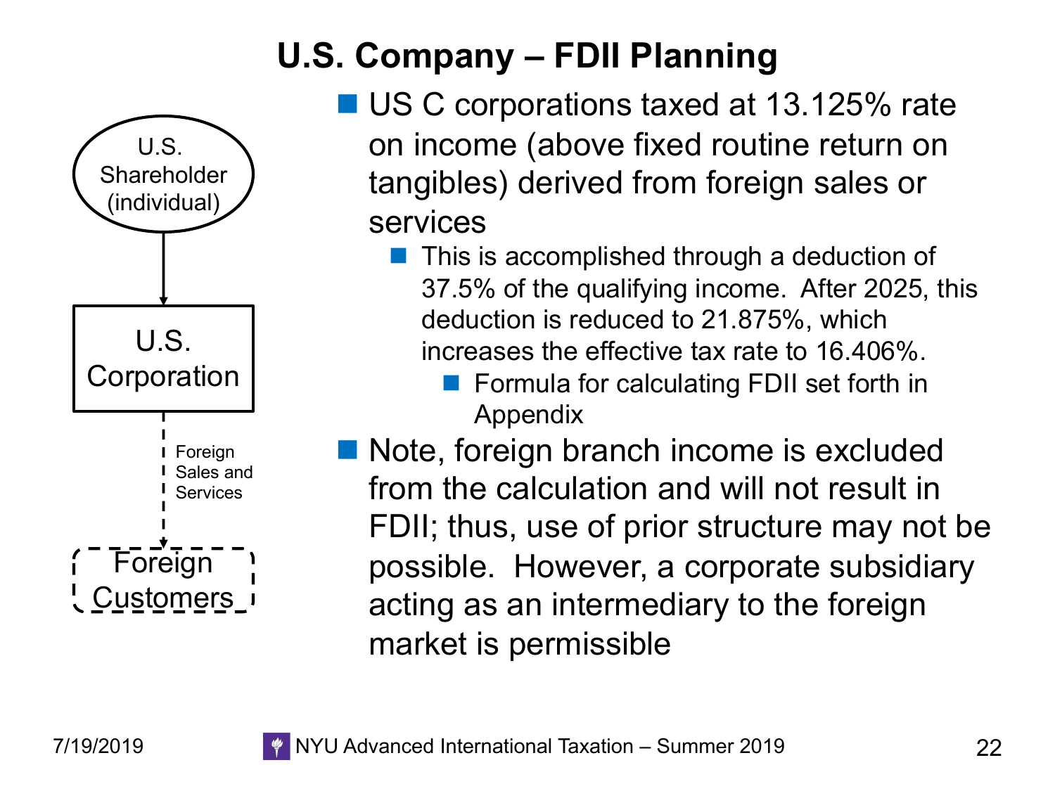# U.S. Company – FDII Planning

U.S. Shareholder (individual)

U.S. Corporation

Foreign Sales and Services

Foreign Customers

- US C corporations taxed at 13.125% rate on income (above fixed routine return on tangibles) derived from foreign sales or services
  - This is accomplished through a deduction of 37.5% of the qualifying income. After 2025, this deduction is reduced to 21.875%, which increases the effective tax rate to 16.406%.
    - Formula for calculating FDII set forth in Appendix
- Note, foreign branch income is excluded from the calculation and will not result in FDII; thus, use of prior structure may not be possible. However, a corporate subsidiary acting as an intermediary to the foreign market is permissible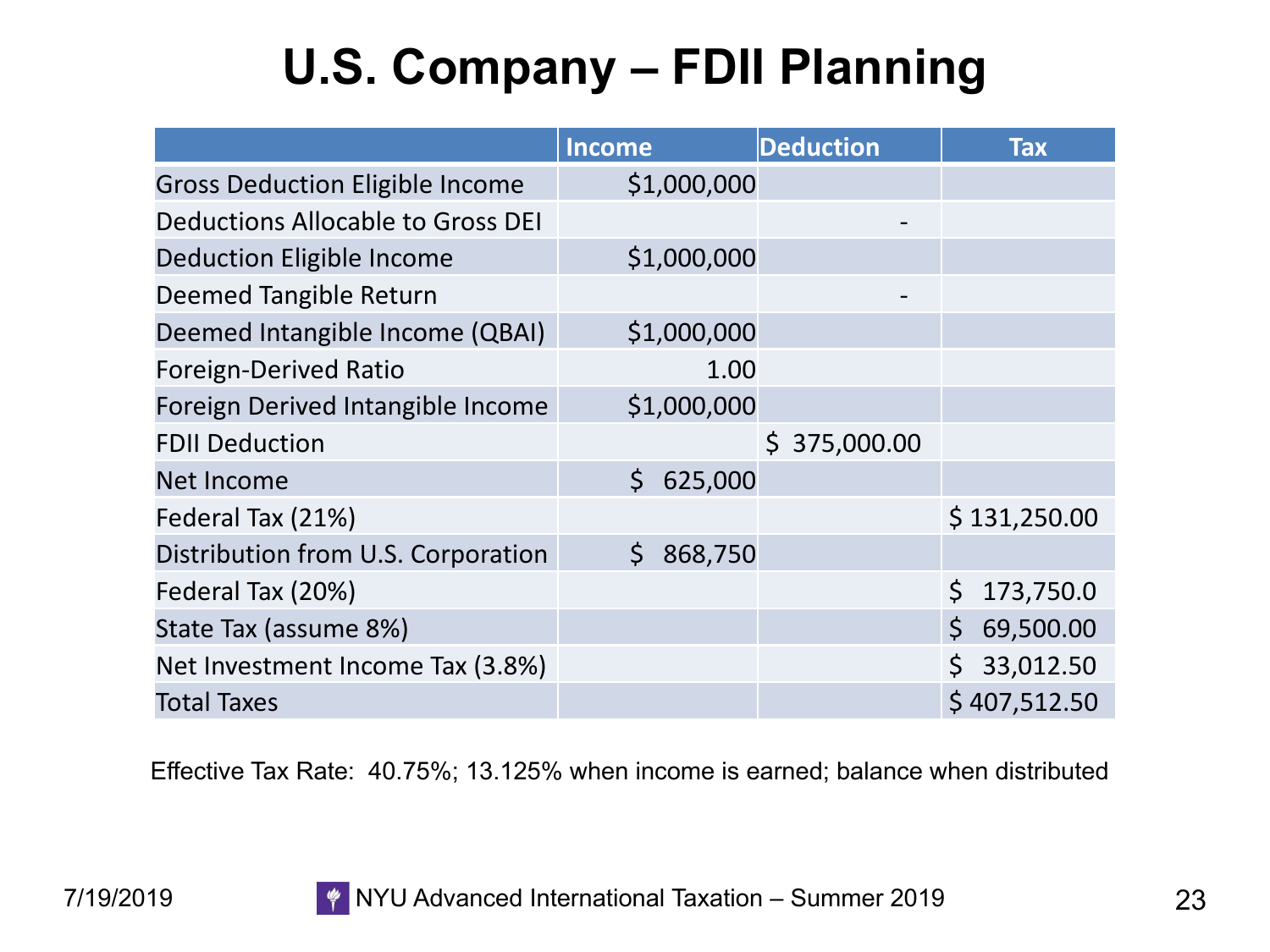# U.S. Company – FDII Planning

| | Income | Deduction | Tax |
|---|---|---|---|
| Gross Deduction Eligible Income | $1,000,000 | | |
| Deductions Allocable to Gross DEI | | - | |
| Deduction Eligible Income | $1,000,000 | | |
| Deemed Tangible Return | | - | |
| Deemed Intangible Income (QBAI) | $1,000,000 | | |
| Foreign-Derived Ratio | 1.00 | | |
| Foreign Derived Intangible Income | $1,000,000 | | |
| FDII Deduction | | $ 375,000.00 | |
| Net Income | $ 625,000 | | |
| Federal Tax (21%) | | | $ 131,250.00 |
| Distribution from U.S. Corporation | $ 868,750 | | |
| Federal Tax (20%) | | | $ 173,750.0 |
| State Tax (assume 8%) | | | $ 69,500.00 |
| Net Investment Income Tax (3.8%) | | | $ 33,012.50 |
| Total Taxes | | | $ 407,512.50 |

Effective Tax Rate: 40.75%; 13.125% when income is earned; balance when distributed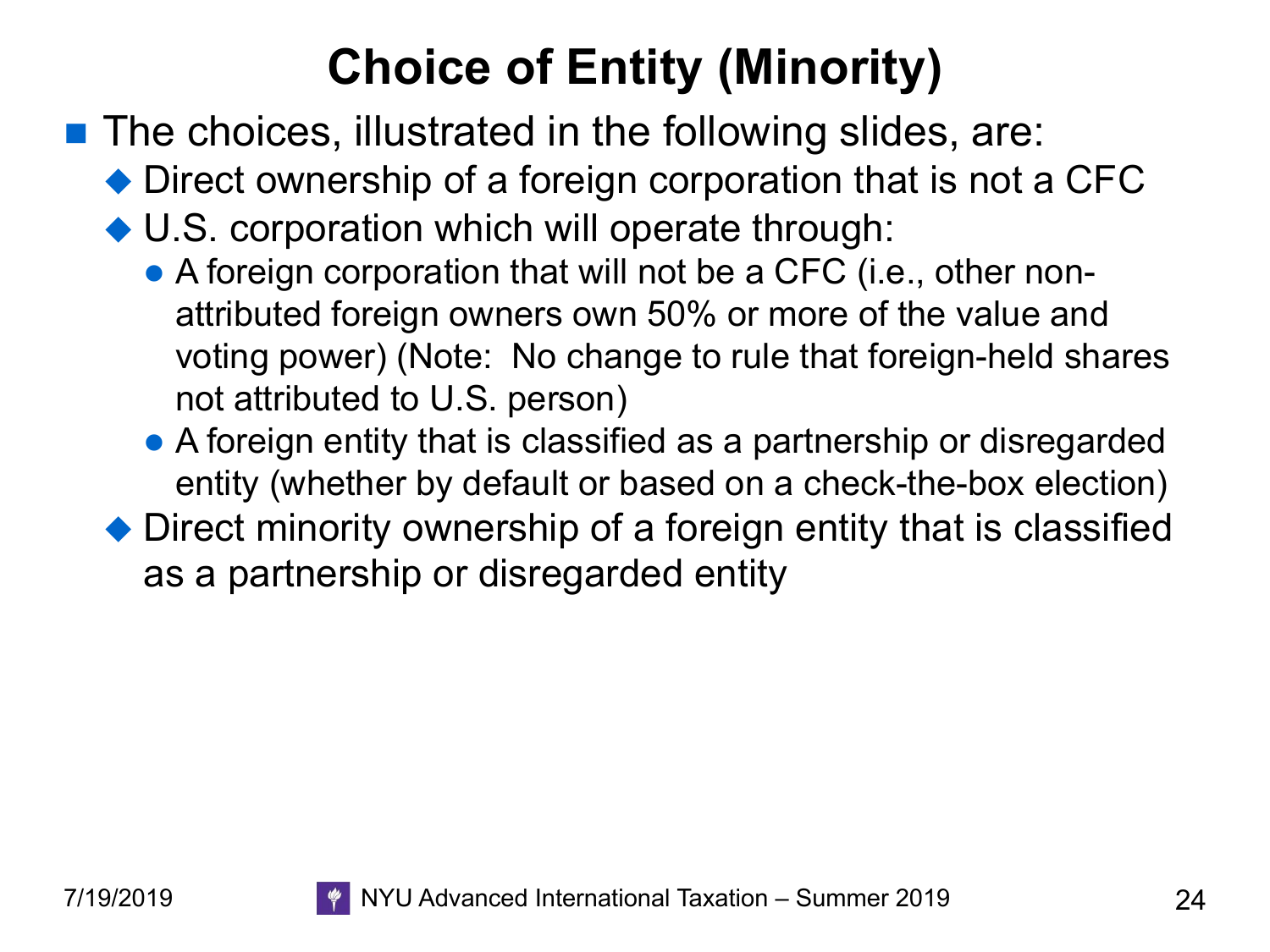# Choice of Entity (Minority)

- The choices, illustrated in the following slides, are:
  - Direct ownership of a foreign corporation that is not a CFC
  - U.S. corporation which will operate through:
    - A foreign corporation that will not be a CFC (i.e., other non-attributed foreign owners own 50% or more of the value and voting power) (Note: No change to rule that foreign-held shares not attributed to U.S. person)
    - A foreign entity that is classified as a partnership or disregarded entity (whether by default or based on a check-the-box election)
  - Direct minority ownership of a foreign entity that is classified as a partnership or disregarded entity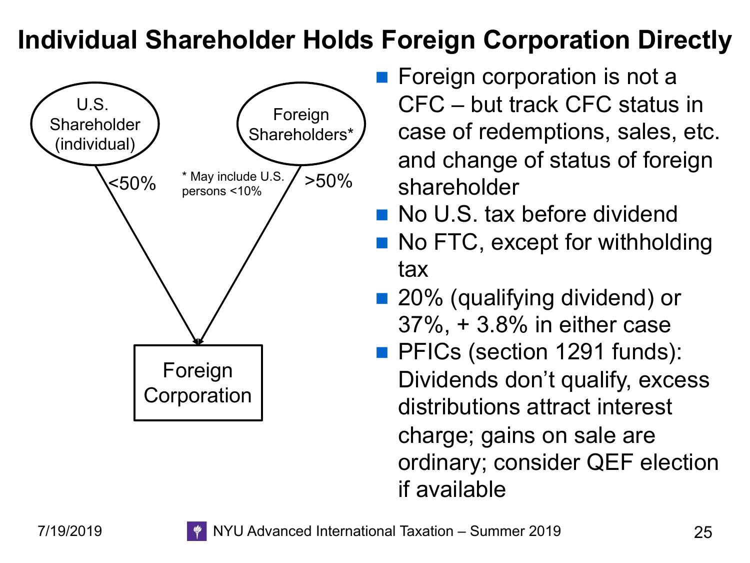# Individual Shareholder Holds Foreign Corporation Directly

U.S. Shareholder (individual)

<50%

Foreign Shareholders*

>50%

* May include U.S. persons <10%

Foreign Corporation

- Foreign corporation is not a CFC – but track CFC status in case of redemptions, sales, etc. and change of status of foreign shareholder
- No U.S. tax before dividend
- No FTC, except for withholding tax
- 20% (qualifying dividend) or 37%, + 3.8% in either case
- PFICs (section 1291 funds): Dividends don't qualify, excess distributions attract interest charge; gains on sale are ordinary; consider QEF election if available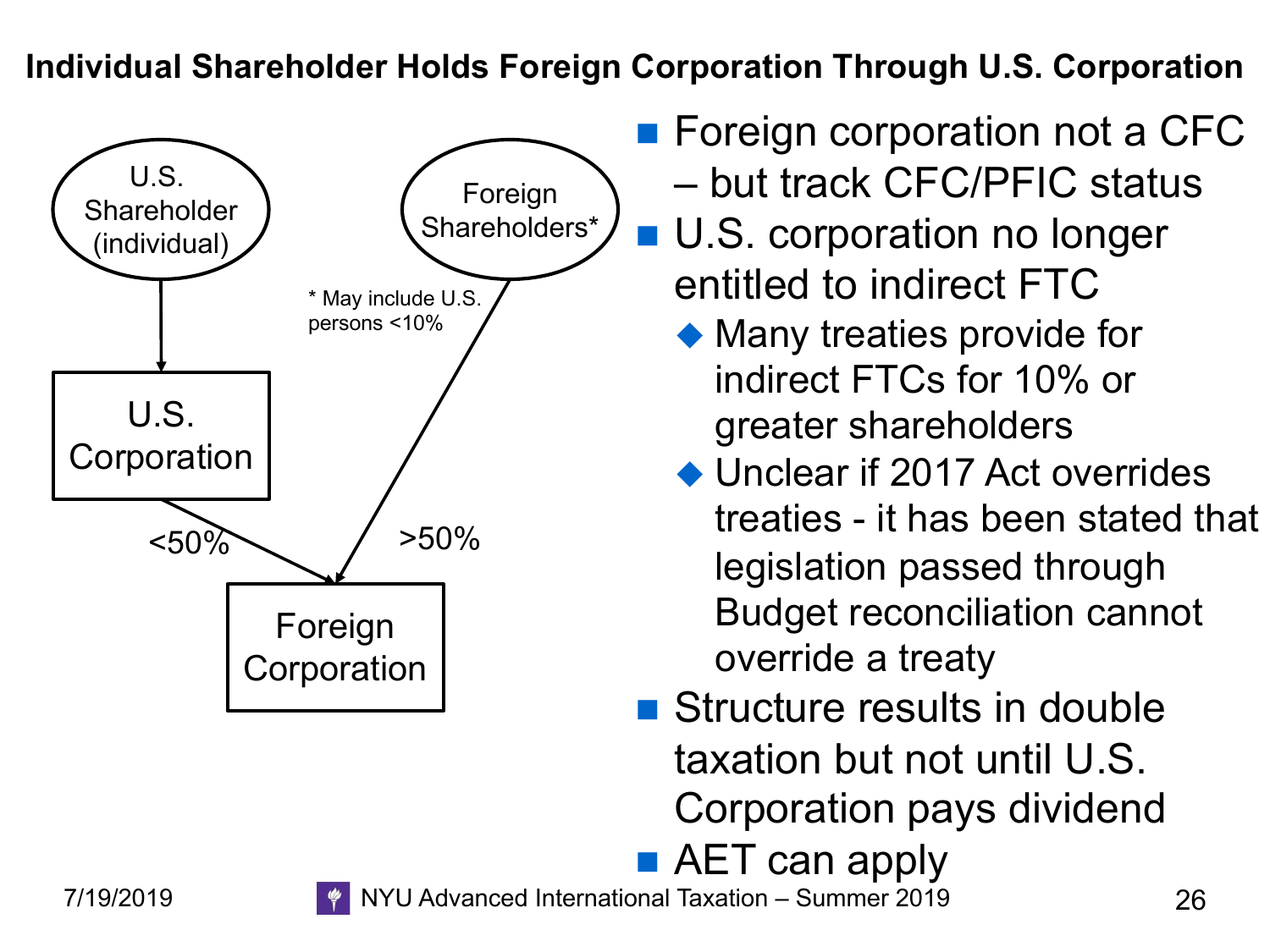## Individual Shareholder Holds Foreign Corporation Through U.S. Corporation

U.S. Shareholder (individual)

Foreign Shareholders*

\* May include U.S. persons <10%

U.S. Corporation

<50%

>50%

Foreign Corporation

- Foreign corporation not a CFC – but track CFC/PFIC status
- U.S. corporation no longer entitled to indirect FTC
  - Many treaties provide for indirect FTCs for 10% or greater shareholders
  - Unclear if 2017 Act overrides treaties - it has been stated that legislation passed through Budget reconciliation cannot override a treaty
- Structure results in double taxation but not until U.S. Corporation pays dividend
- AET can apply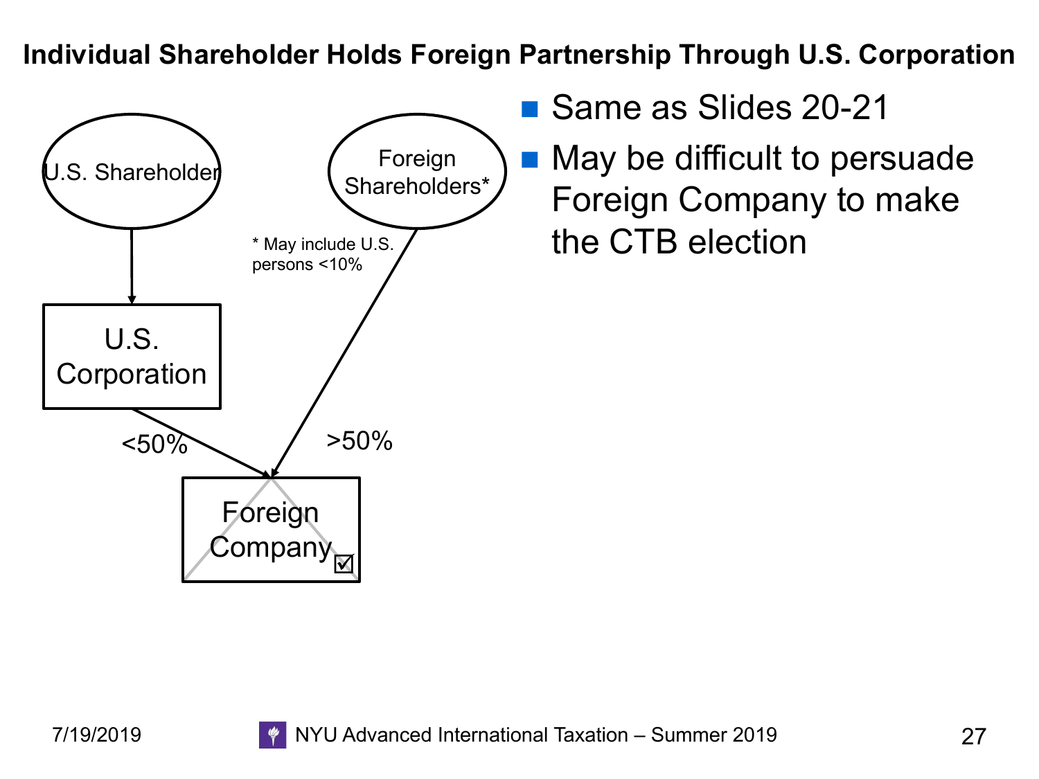# Individual Shareholder Holds Foreign Partnership Through U.S. Corporation

U.S. Shareholder

U.S. Corporation

Foreign Shareholders*

\* May include U.S. persons <10%

<50%

>50%

Foreign Company ☑

- Same as Slides 20-21
- May be difficult to persuade Foreign Company to make the CTB election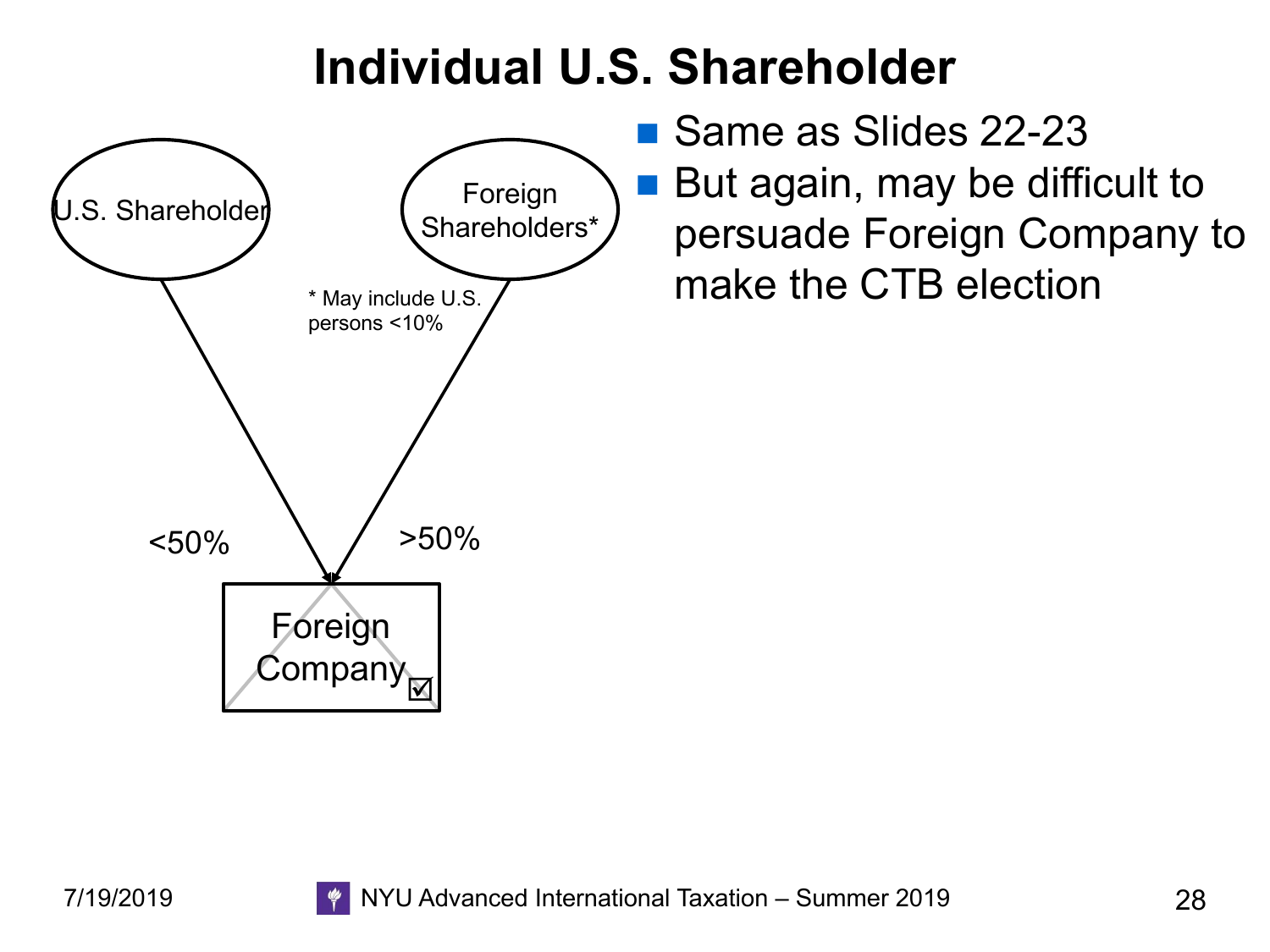# Individual U.S. Shareholder

U.S. Shareholder

Foreign Shareholders*

* May include U.S. persons <10%

<50%

>50%

Foreign Company ☑

- Same as Slides 22-23
- But again, may be difficult to persuade Foreign Company to make the CTB election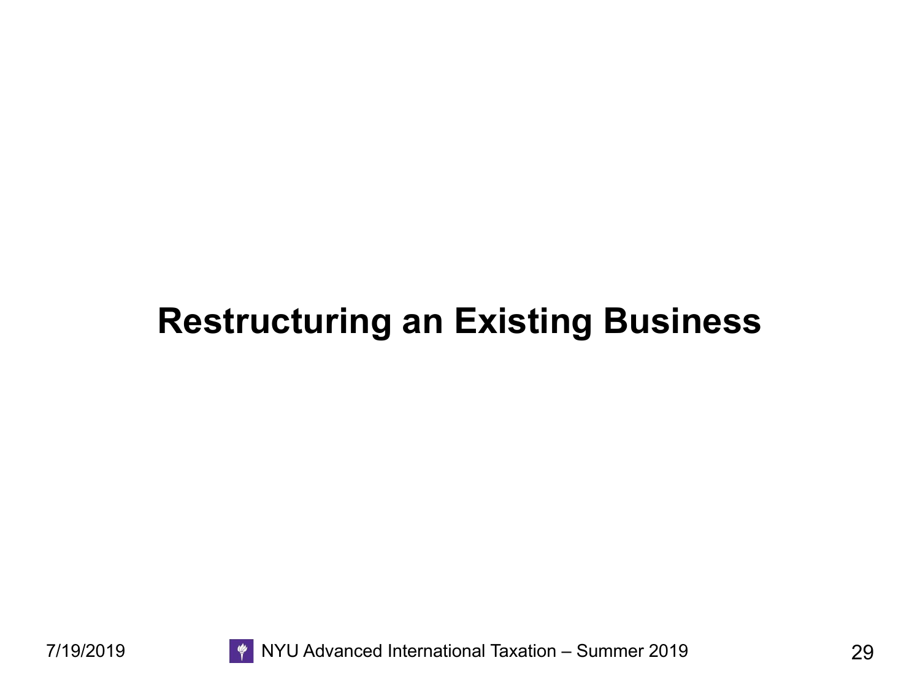# Restructuring an Existing Business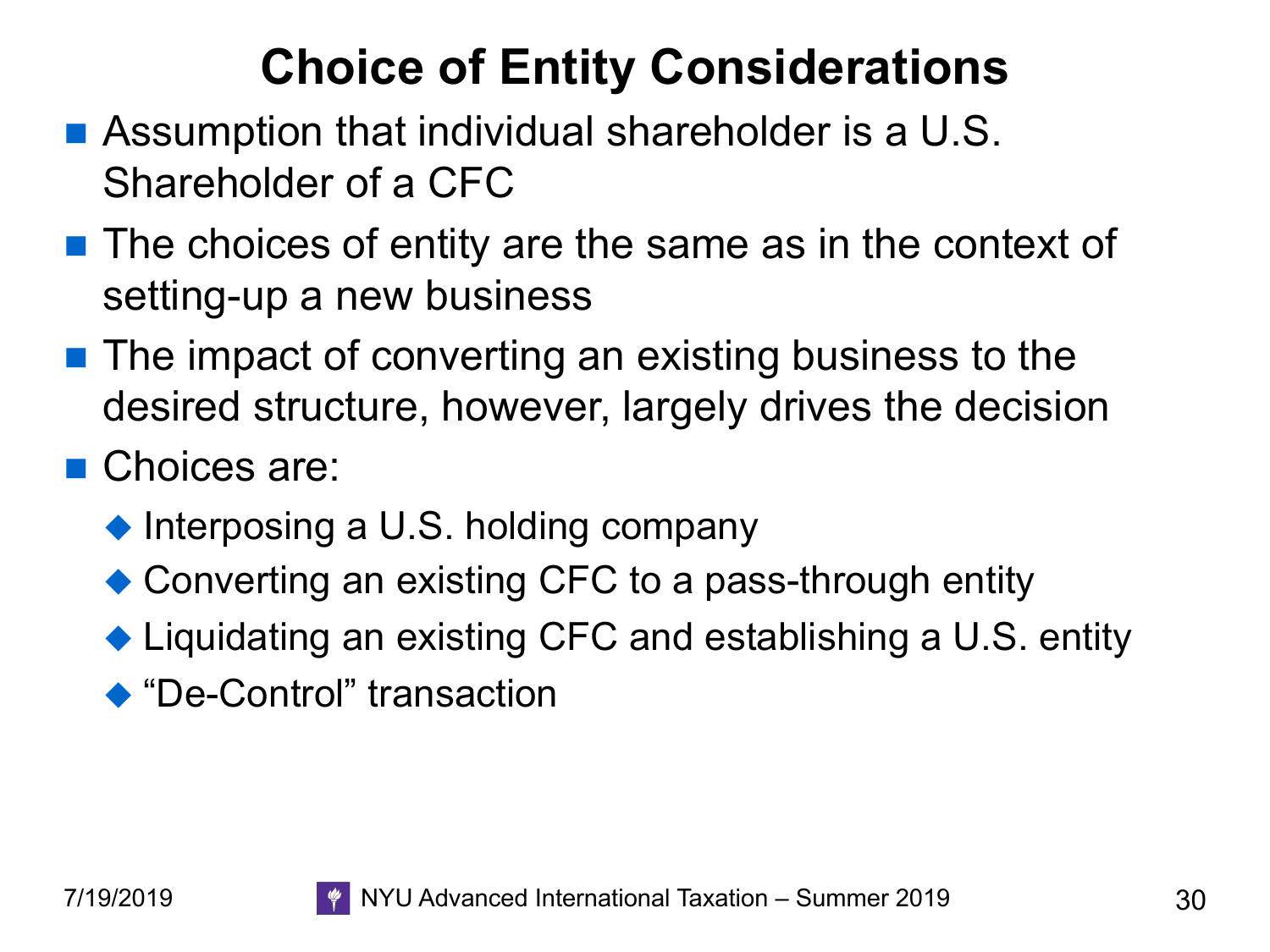# Choice of Entity Considerations

- Assumption that individual shareholder is a U.S. Shareholder of a CFC
- The choices of entity are the same as in the context of setting-up a new business
- The impact of converting an existing business to the desired structure, however, largely drives the decision
- Choices are:
  - Interposing a U.S. holding company
  - Converting an existing CFC to a pass-through entity
  - Liquidating an existing CFC and establishing a U.S. entity
  - “De-Control” transaction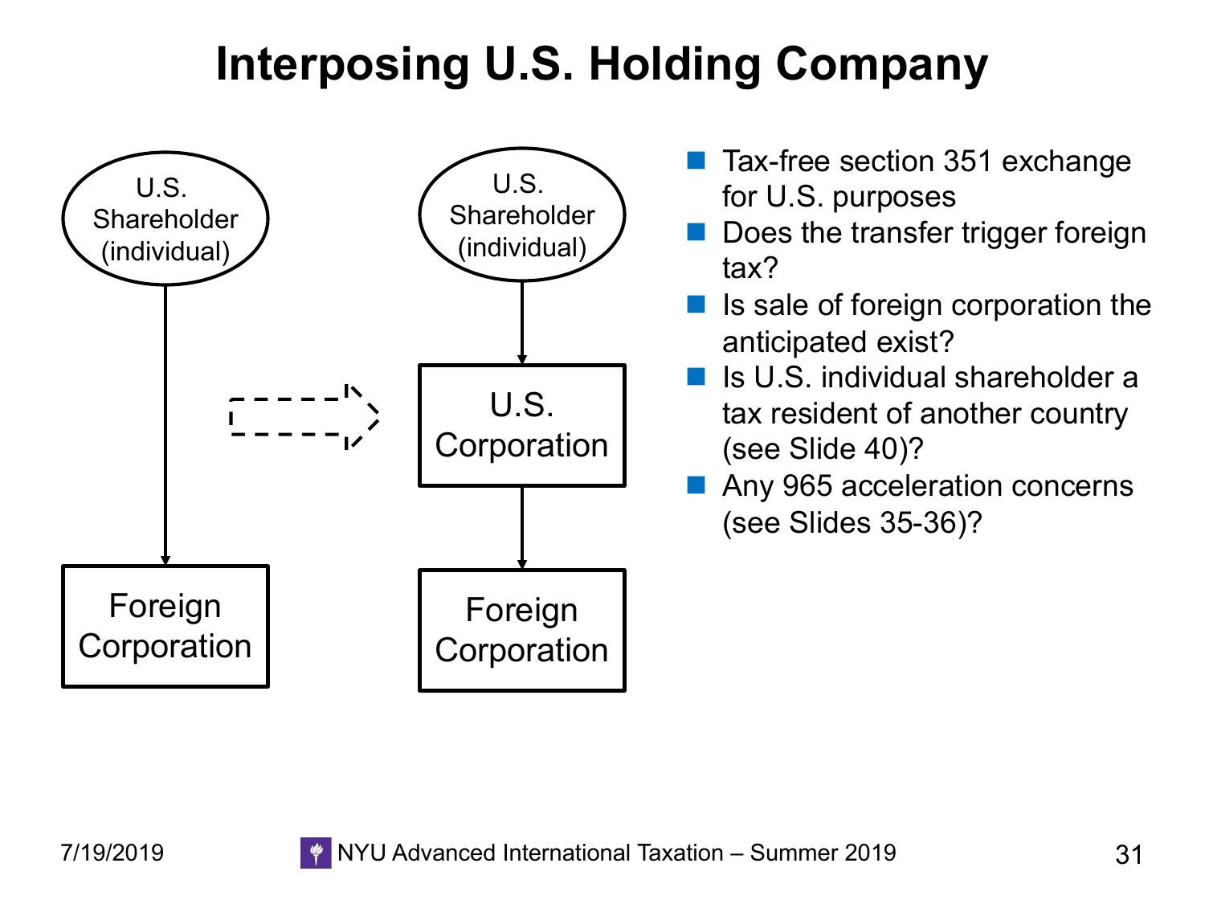# Interposing U.S. Holding Company

U.S. Shareholder (individual)

Foreign Corporation

U.S. Shareholder (individual)

U.S. Corporation

Foreign Corporation

- Tax-free section 351 exchange for U.S. purposes
- Does the transfer trigger foreign tax?
- Is sale of foreign corporation the anticipated exist?
- Is U.S. individual shareholder a tax resident of another country (see Slide 40)?
- Any 965 acceleration concerns (see Slides 35-36)?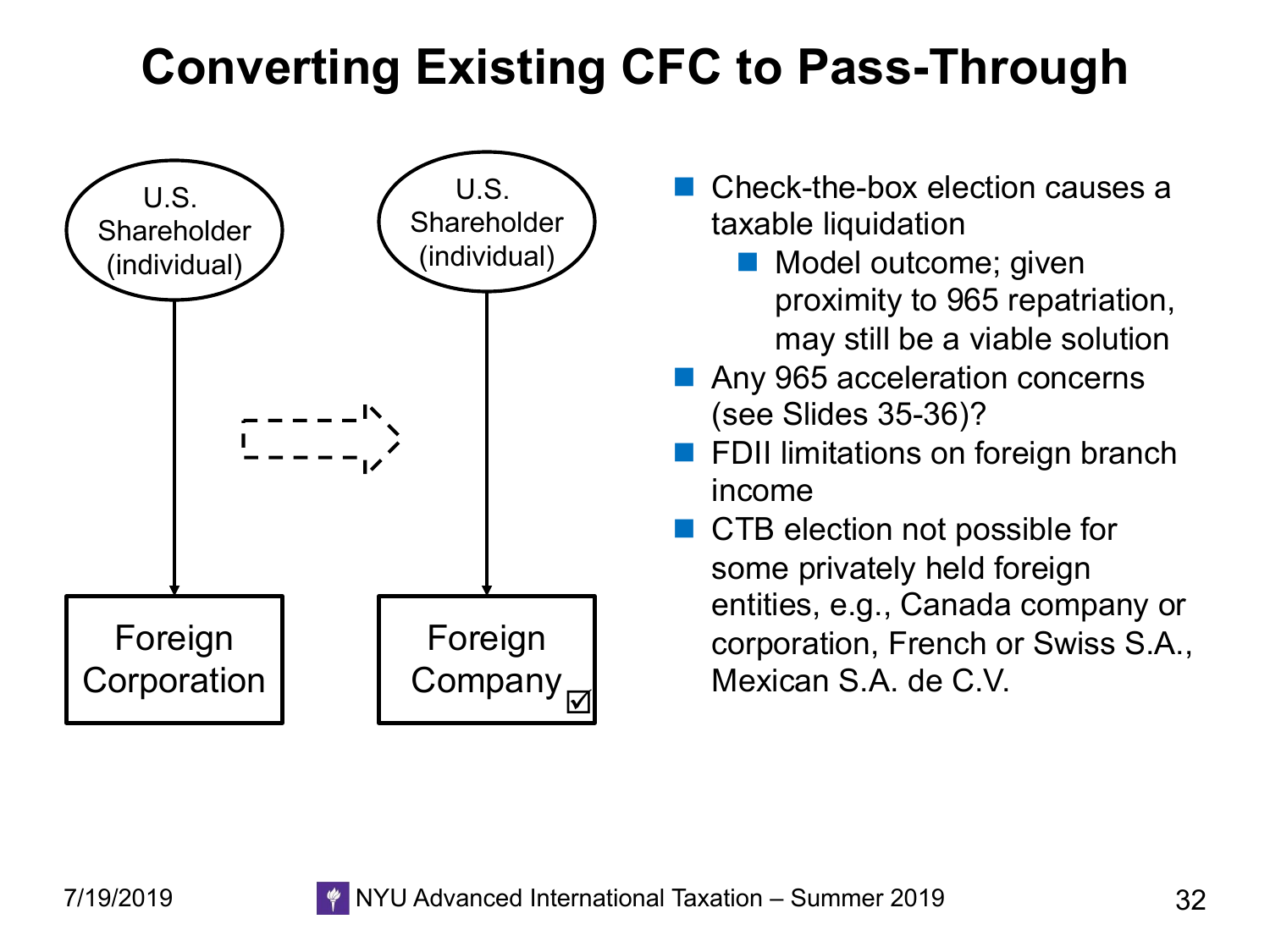# Converting Existing CFC to Pass-Through

U.S. Shareholder (individual) → Foreign Corporation

U.S. Shareholder (individual) → Foreign Company ☑

- Check-the-box election causes a taxable liquidation
  - Model outcome; given proximity to 965 repatriation, may still be a viable solution
- Any 965 acceleration concerns (see Slides 35-36)?
- FDII limitations on foreign branch income
- CTB election not possible for some privately held foreign entities, e.g., Canada company or corporation, French or Swiss S.A., Mexican S.A. de C.V.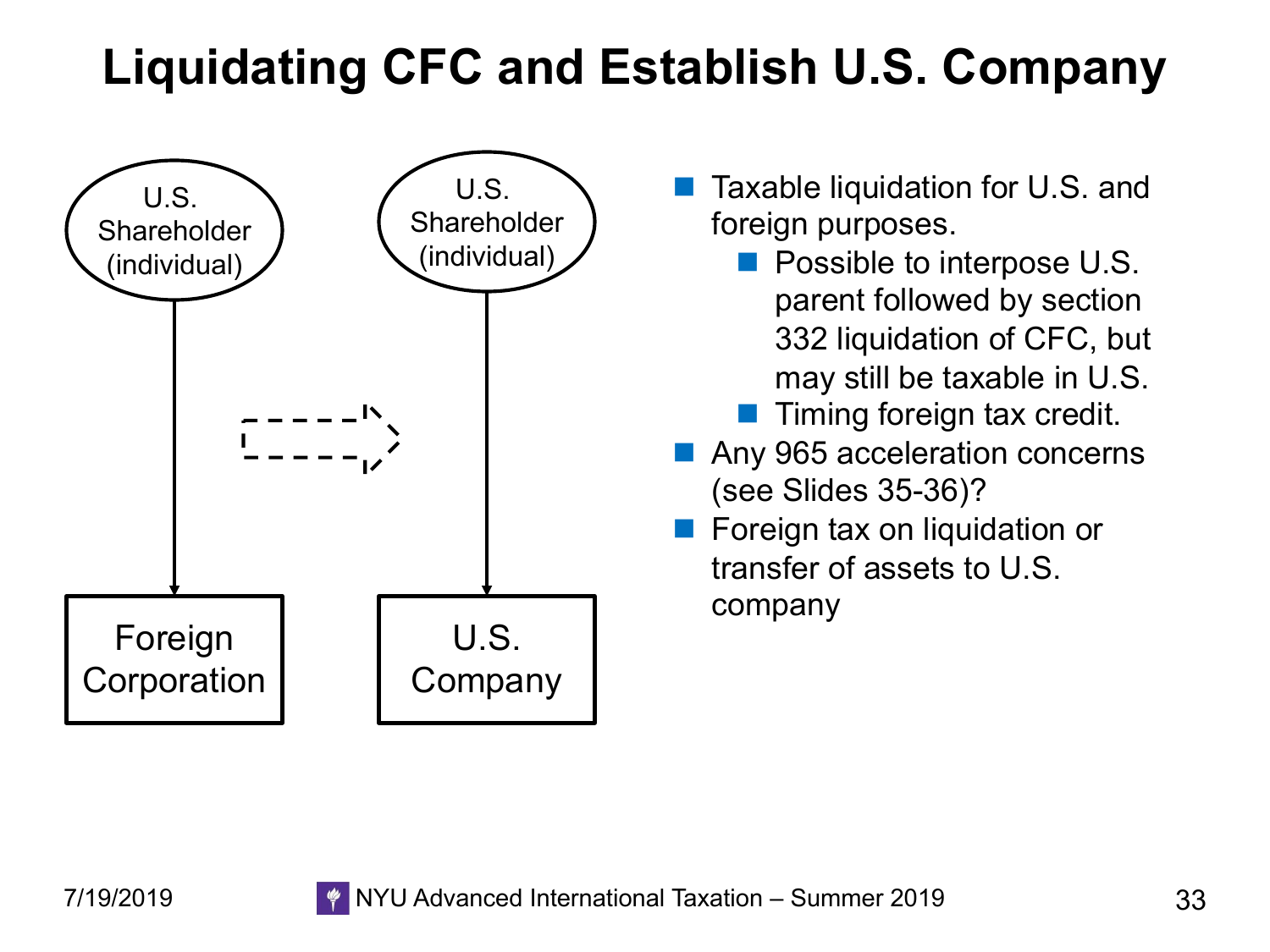# Liquidating CFC and Establish U.S. Company

U.S. Shareholder (individual)

Foreign Corporation

U.S. Shareholder (individual)

U.S. Company

- Taxable liquidation for U.S. and foreign purposes.
  - Possible to interpose U.S. parent followed by section 332 liquidation of CFC, but may still be taxable in U.S.
  - Timing foreign tax credit.
- Any 965 acceleration concerns (see Slides 35-36)?
- Foreign tax on liquidation or transfer of assets to U.S. company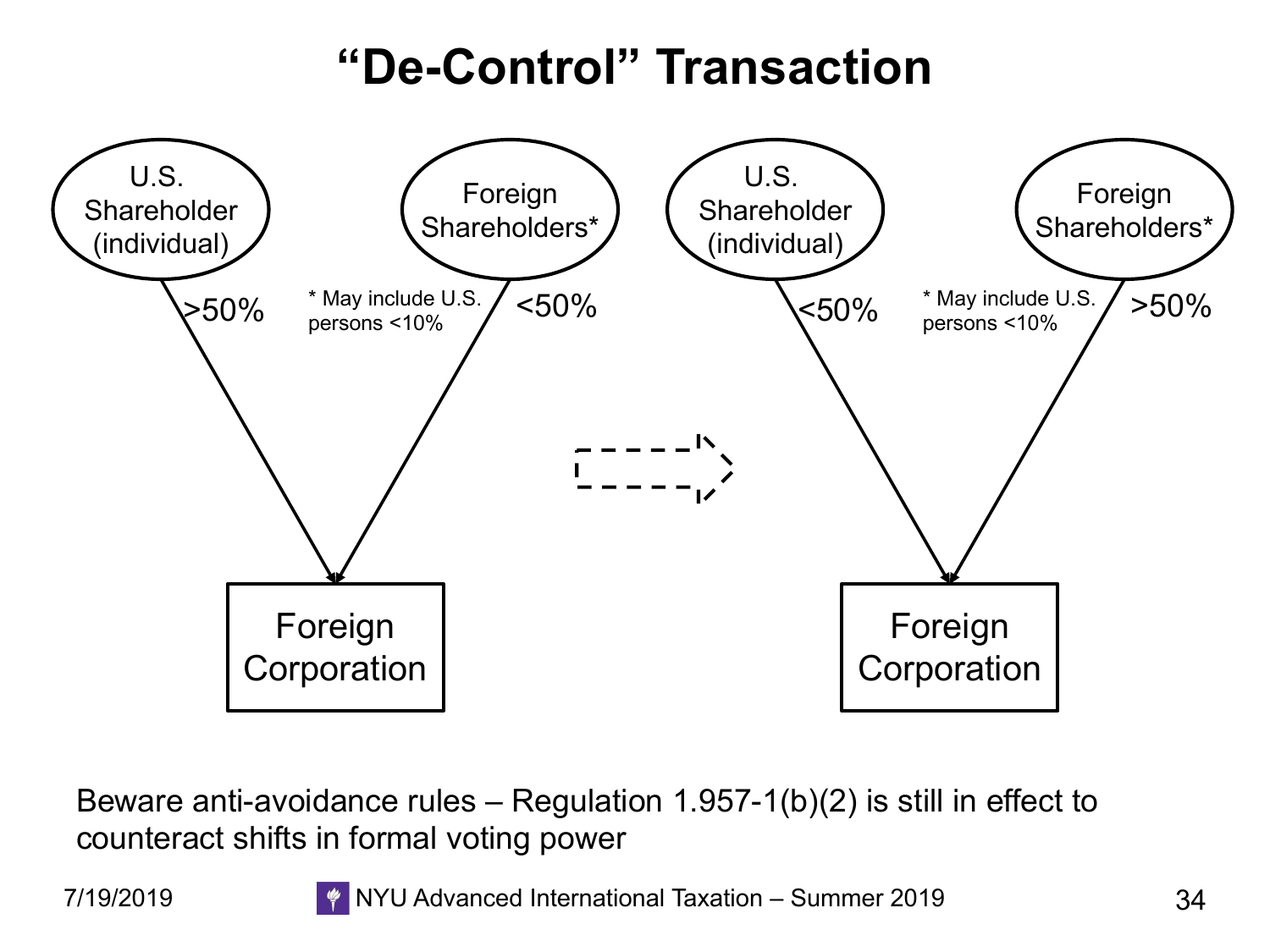# "De-Control" Transaction

**Before:**

- U.S. Shareholder (individual) → >50% → Foreign Corporation
- Foreign Shareholders* → <50% → Foreign Corporation

\* May include U.S. persons <10%

**After:**

- U.S. Shareholder (individual) → <50% → Foreign Corporation
- Foreign Shareholders* → >50% → Foreign Corporation

\* May include U.S. persons <10%

Beware anti-avoidance rules – Regulation 1.957-1(b)(2) is still in effect to counteract shifts in formal voting power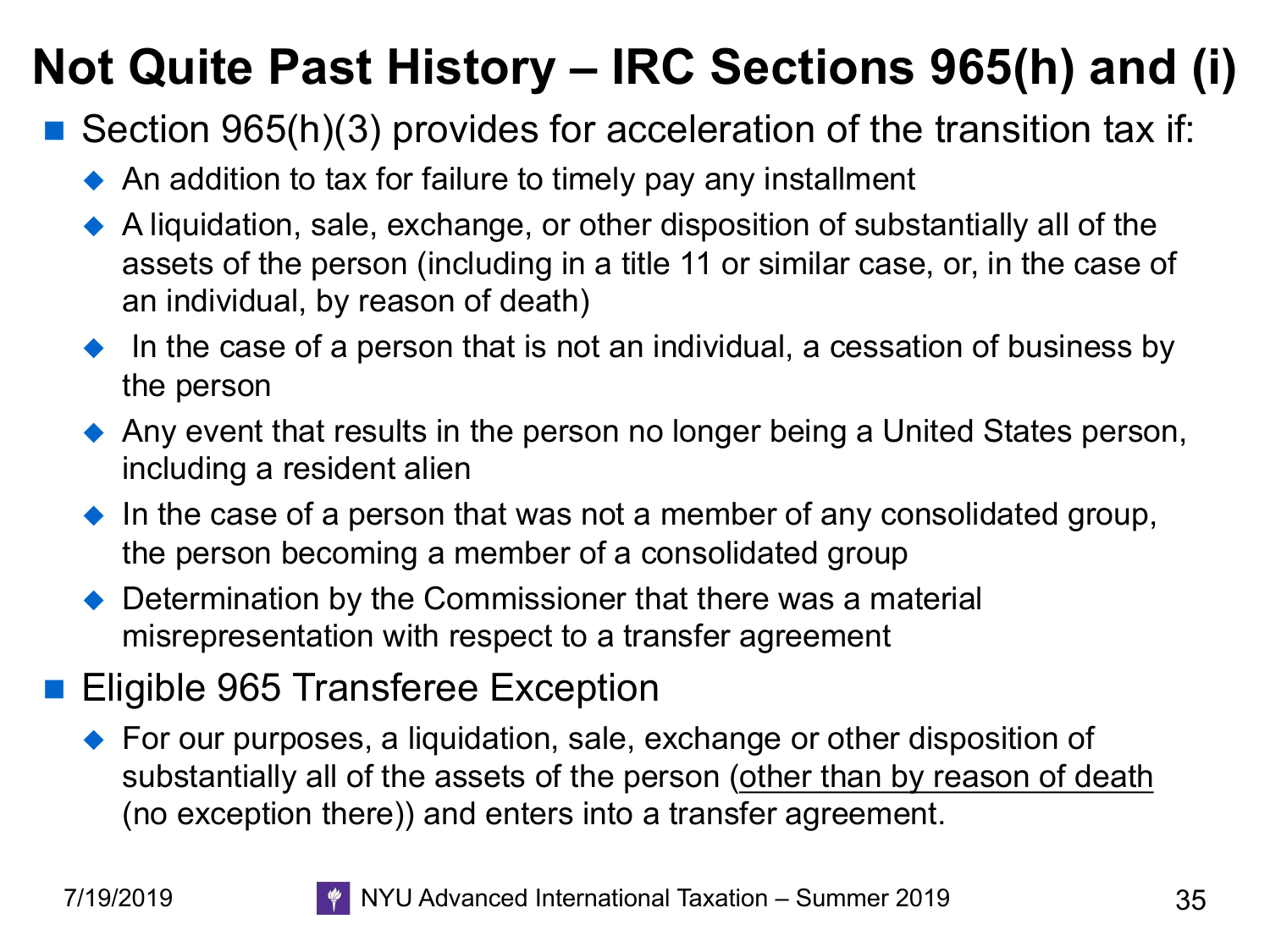# Not Quite Past History – IRC Sections 965(h) and (i)

- Section 965(h)(3) provides for acceleration of the transition tax if:
  - An addition to tax for failure to timely pay any installment
  - A liquidation, sale, exchange, or other disposition of substantially all of the assets of the person (including in a title 11 or similar case, or, in the case of an individual, by reason of death)
  - In the case of a person that is not an individual, a cessation of business by the person
  - Any event that results in the person no longer being a United States person, including a resident alien
  - In the case of a person that was not a member of any consolidated group, the person becoming a member of a consolidated group
  - Determination by the Commissioner that there was a material misrepresentation with respect to a transfer agreement
- Eligible 965 Transferee Exception
  - For our purposes, a liquidation, sale, exchange or other disposition of substantially all of the assets of the person (<u>other than by reason of death</u> (no exception there)) and enters into a transfer agreement.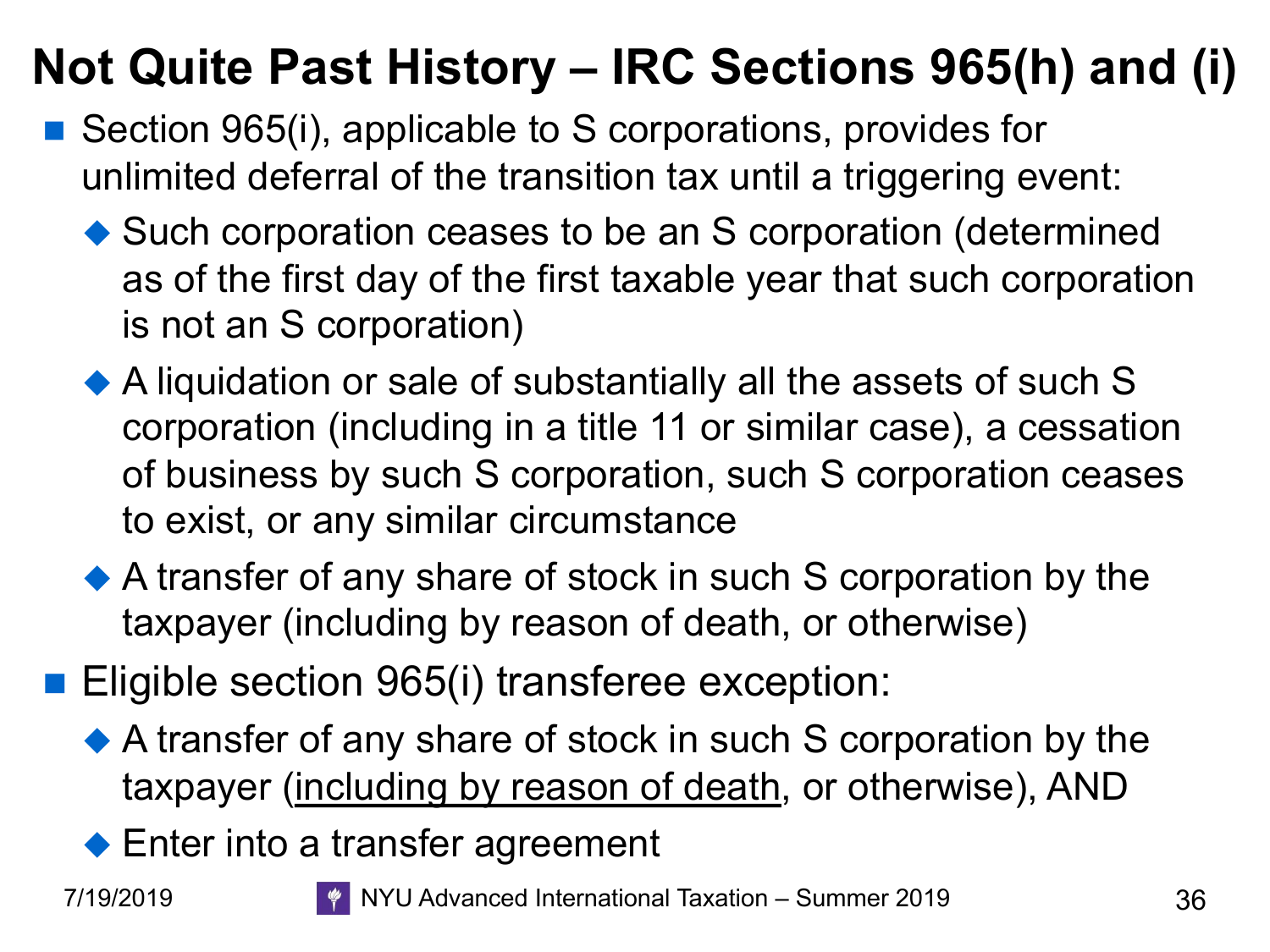# Not Quite Past History – IRC Sections 965(h) and (i)

- Section 965(i), applicable to S corporations, provides for unlimited deferral of the transition tax until a triggering event:
  - Such corporation ceases to be an S corporation (determined as of the first day of the first taxable year that such corporation is not an S corporation)
  - A liquidation or sale of substantially all the assets of such S corporation (including in a title 11 or similar case), a cessation of business by such S corporation, such S corporation ceases to exist, or any similar circumstance
  - A transfer of any share of stock in such S corporation by the taxpayer (including by reason of death, or otherwise)
- Eligible section 965(i) transferee exception:
  - A transfer of any share of stock in such S corporation by the taxpayer (<u>including by reason of death</u>, or otherwise), AND
  - Enter into a transfer agreement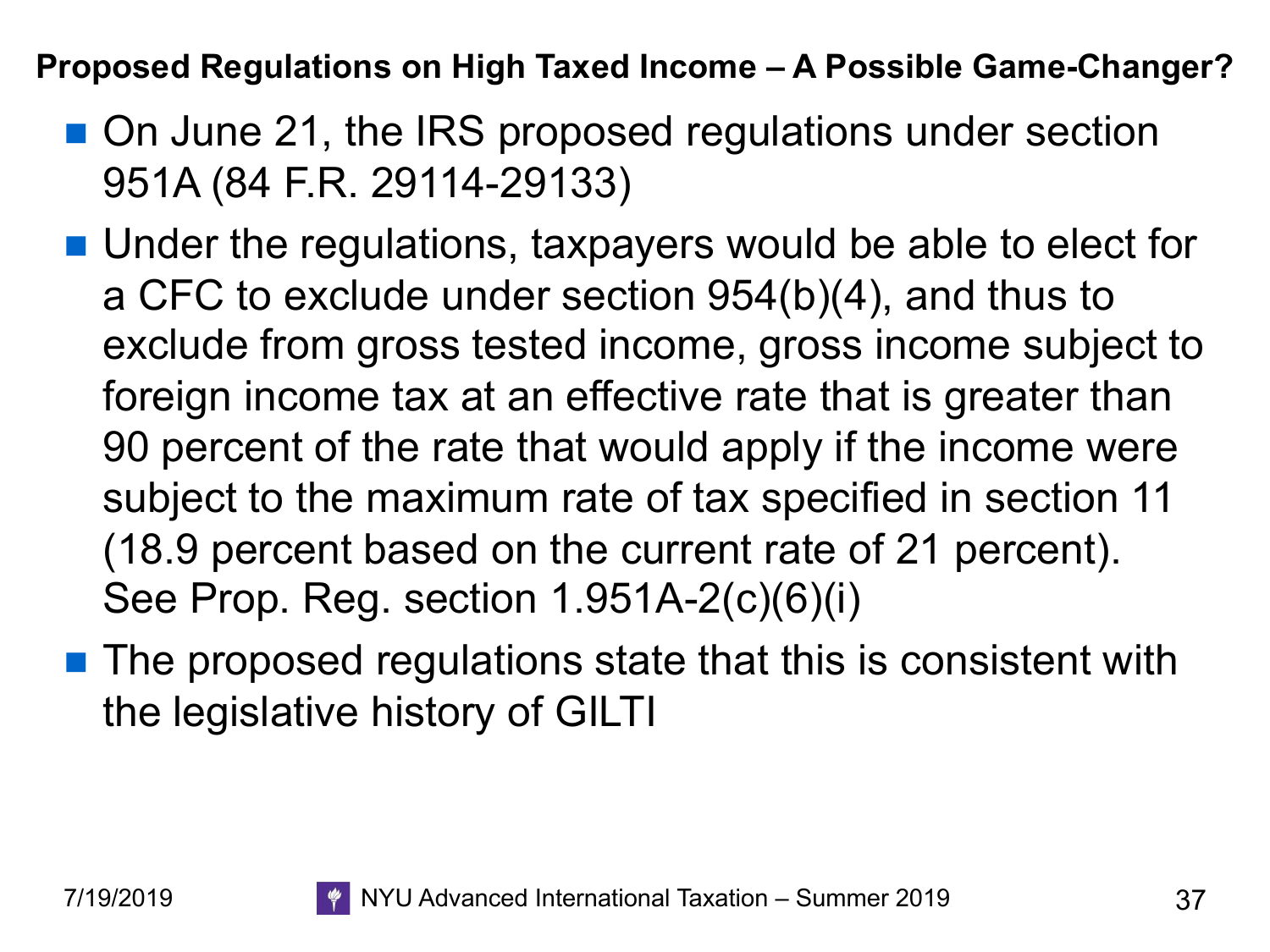## Proposed Regulations on High Taxed Income – A Possible Game-Changer?

- On June 21, the IRS proposed regulations under section 951A (84 F.R. 29114-29133)
- Under the regulations, taxpayers would be able to elect for a CFC to exclude under section 954(b)(4), and thus to exclude from gross tested income, gross income subject to foreign income tax at an effective rate that is greater than 90 percent of the rate that would apply if the income were subject to the maximum rate of tax specified in section 11 (18.9 percent based on the current rate of 21 percent). See Prop. Reg. section 1.951A-2(c)(6)(i)
- The proposed regulations state that this is consistent with the legislative history of GILTI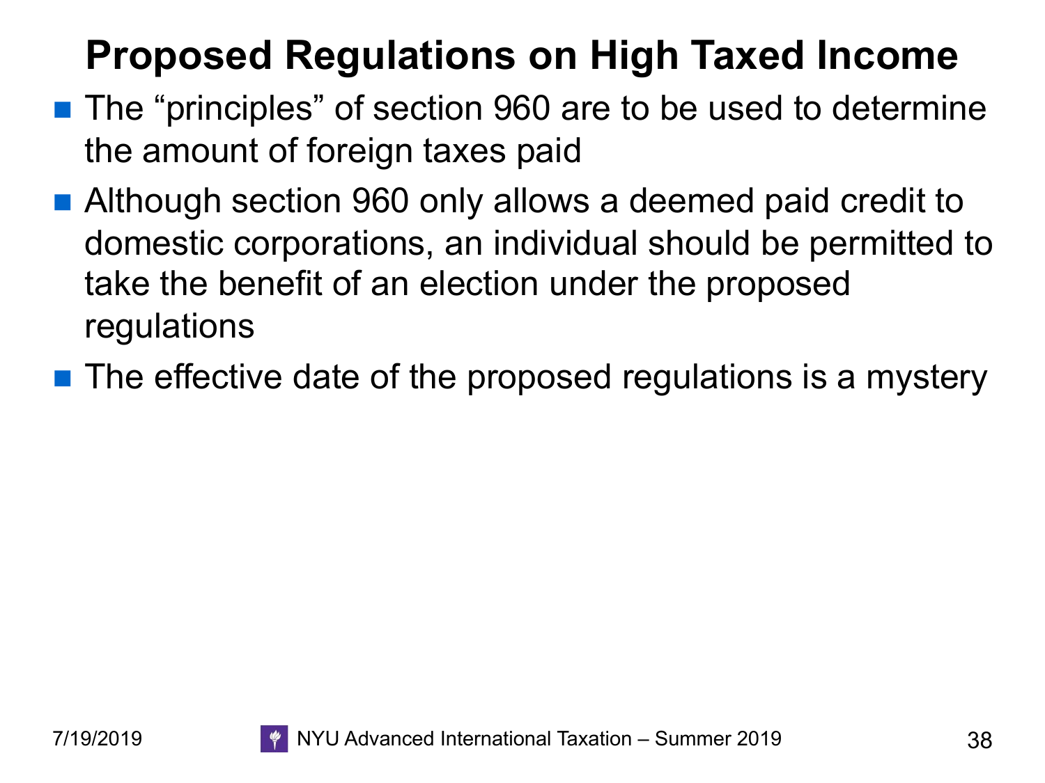# Proposed Regulations on High Taxed Income

- The “principles” of section 960 are to be used to determine the amount of foreign taxes paid
- Although section 960 only allows a deemed paid credit to domestic corporations, an individual should be permitted to take the benefit of an election under the proposed regulations
- The effective date of the proposed regulations is a mystery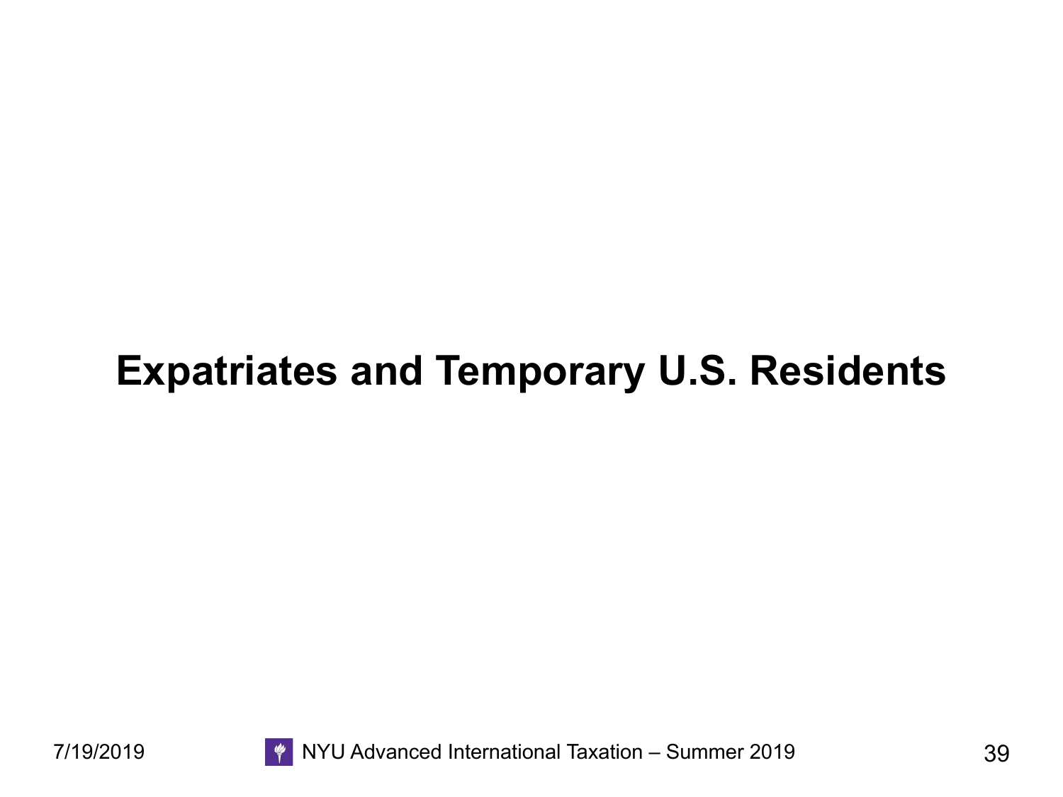# Expatriates and Temporary U.S. Residents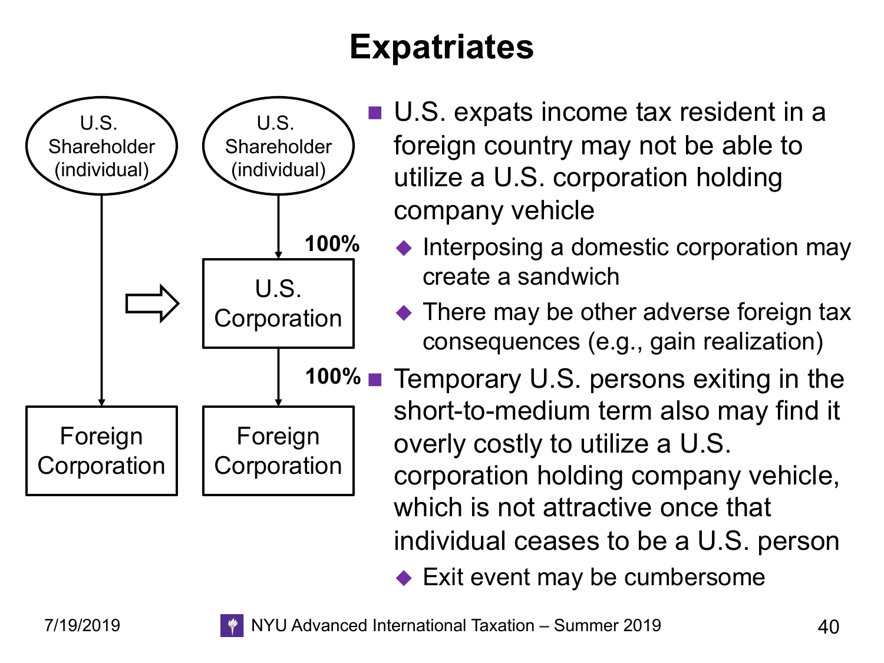# Expatriates

U.S. Shareholder (individual) → Foreign Corporation

⇨

U.S. Shareholder (individual) → 100% → U.S. Corporation → 100% → Foreign Corporation

- U.S. expats income tax resident in a foreign country may not be able to utilize a U.S. corporation holding company vehicle
  - Interposing a domestic corporation may create a sandwich
  - There may be other adverse foreign tax consequences (e.g., gain realization)
- Temporary U.S. persons exiting in the short-to-medium term also may find it overly costly to utilize a U.S. corporation holding company vehicle, which is not attractive once that individual ceases to be a U.S. person
  - Exit event may be cumbersome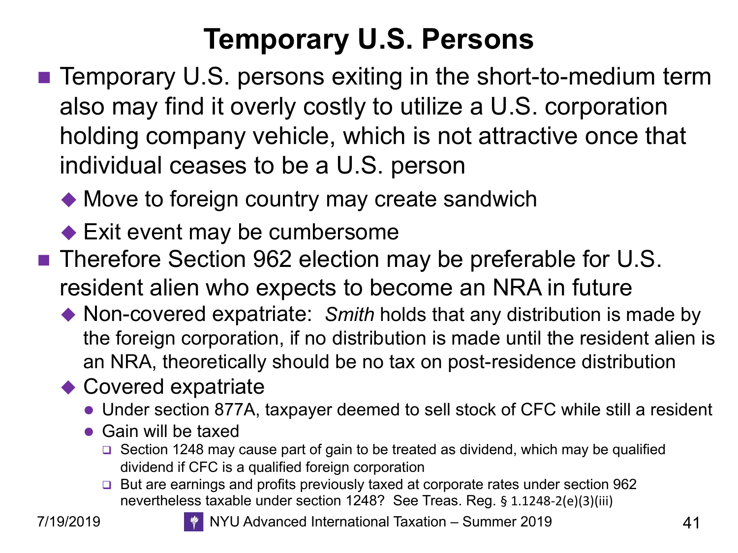# Temporary U.S. Persons

- Temporary U.S. persons exiting in the short-to-medium term also may find it overly costly to utilize a U.S. corporation holding company vehicle, which is not attractive once that individual ceases to be a U.S. person
  - Move to foreign country may create sandwich
  - Exit event may be cumbersome
- Therefore Section 962 election may be preferable for U.S. resident alien who expects to become an NRA in future
  - Non-covered expatriate: *Smith* holds that any distribution is made by the foreign corporation, if no distribution is made until the resident alien is an NRA, theoretically should be no tax on post-residence distribution
  - Covered expatriate
    - Under section 877A, taxpayer deemed to sell stock of CFC while still a resident
    - Gain will be taxed
      - Section 1248 may cause part of gain to be treated as dividend, which may be qualified dividend if CFC is a qualified foreign corporation
      - But are earnings and profits previously taxed at corporate rates under section 962 nevertheless taxable under section 1248? See Treas. Reg. § 1.1248-2(e)(3)(iii)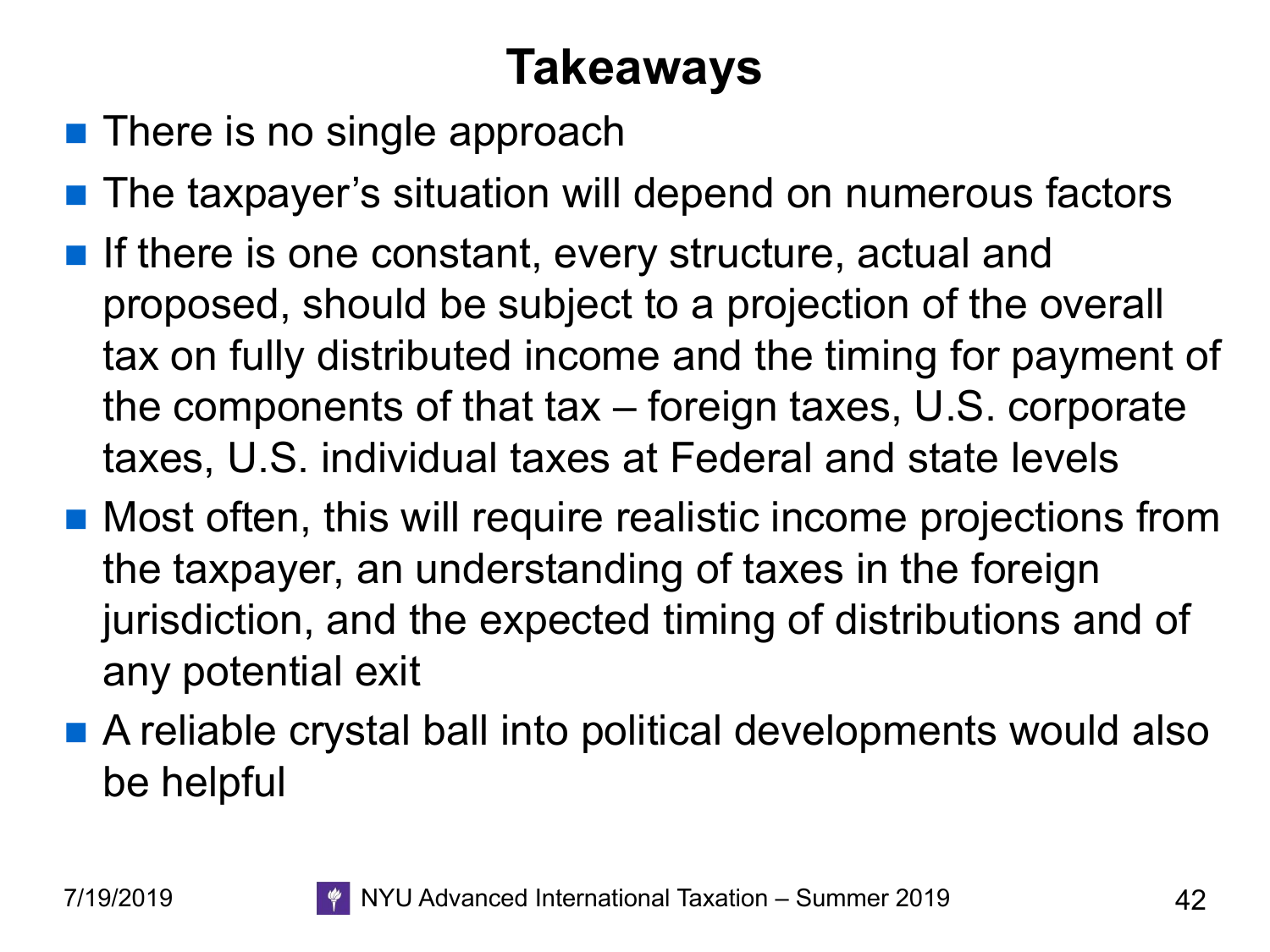# Takeaways

- There is no single approach
- The taxpayer's situation will depend on numerous factors
- If there is one constant, every structure, actual and proposed, should be subject to a projection of the overall tax on fully distributed income and the timing for payment of the components of that tax – foreign taxes, U.S. corporate taxes, U.S. individual taxes at Federal and state levels
- Most often, this will require realistic income projections from the taxpayer, an understanding of taxes in the foreign jurisdiction, and the expected timing of distributions and of any potential exit
- A reliable crystal ball into political developments would also be helpful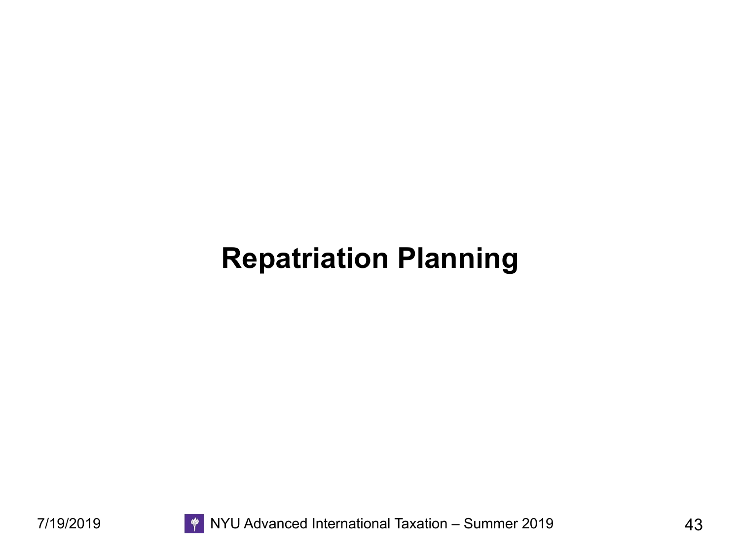# Repatriation Planning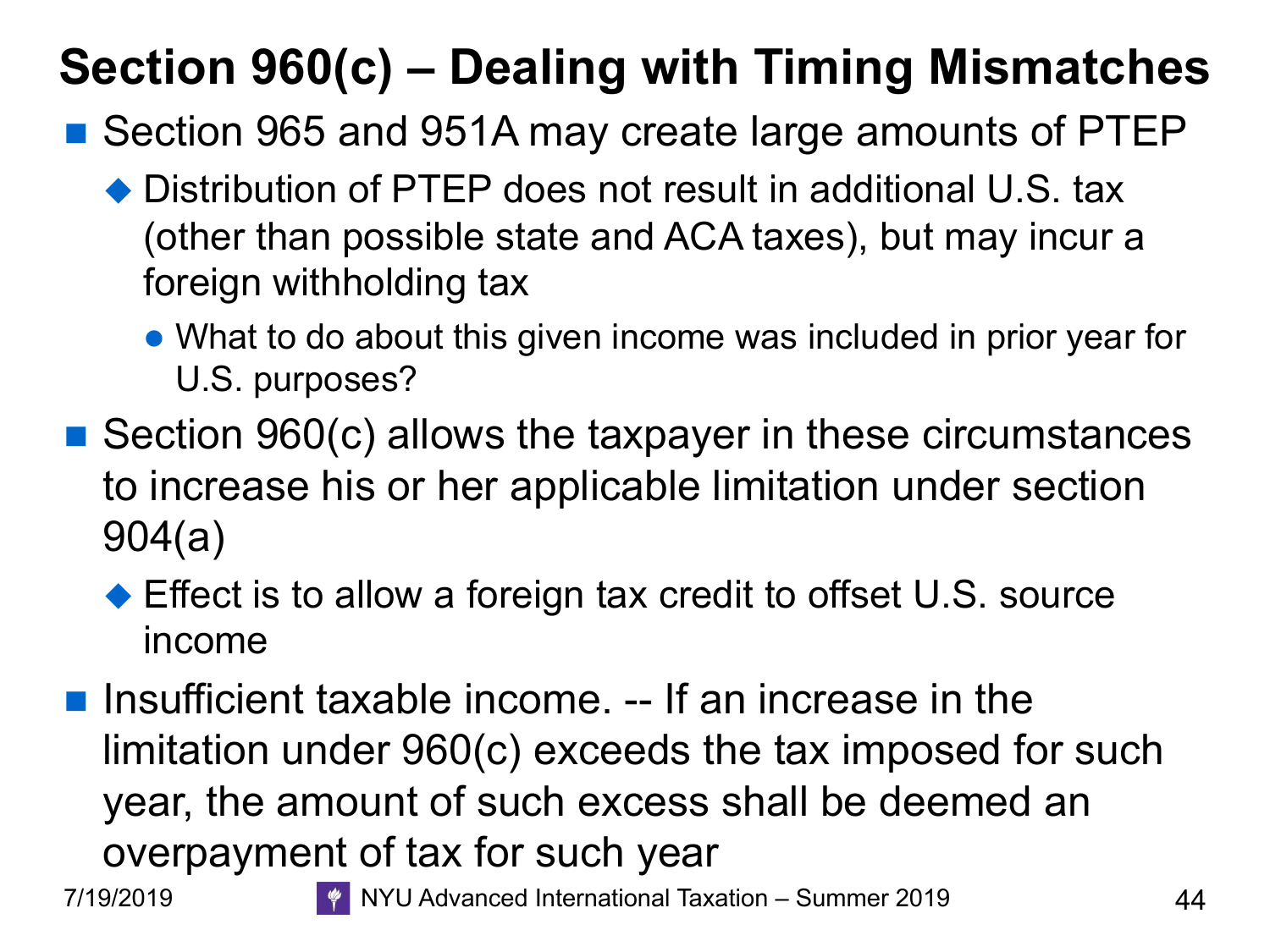# Section 960(c) – Dealing with Timing Mismatches

- Section 965 and 951A may create large amounts of PTEP
  - Distribution of PTEP does not result in additional U.S. tax (other than possible state and ACA taxes), but may incur a foreign withholding tax
    - What to do about this given income was included in prior year for U.S. purposes?
- Section 960(c) allows the taxpayer in these circumstances to increase his or her applicable limitation under section 904(a)
  - Effect is to allow a foreign tax credit to offset U.S. source income
- Insufficient taxable income. -- If an increase in the limitation under 960(c) exceeds the tax imposed for such year, the amount of such excess shall be deemed an overpayment of tax for such year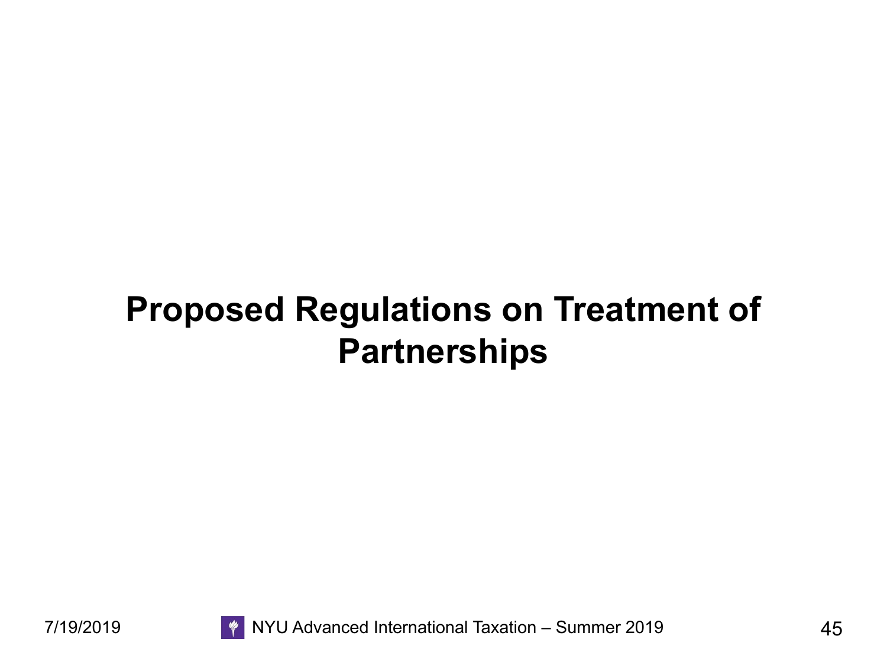# Proposed Regulations on Treatment of Partnerships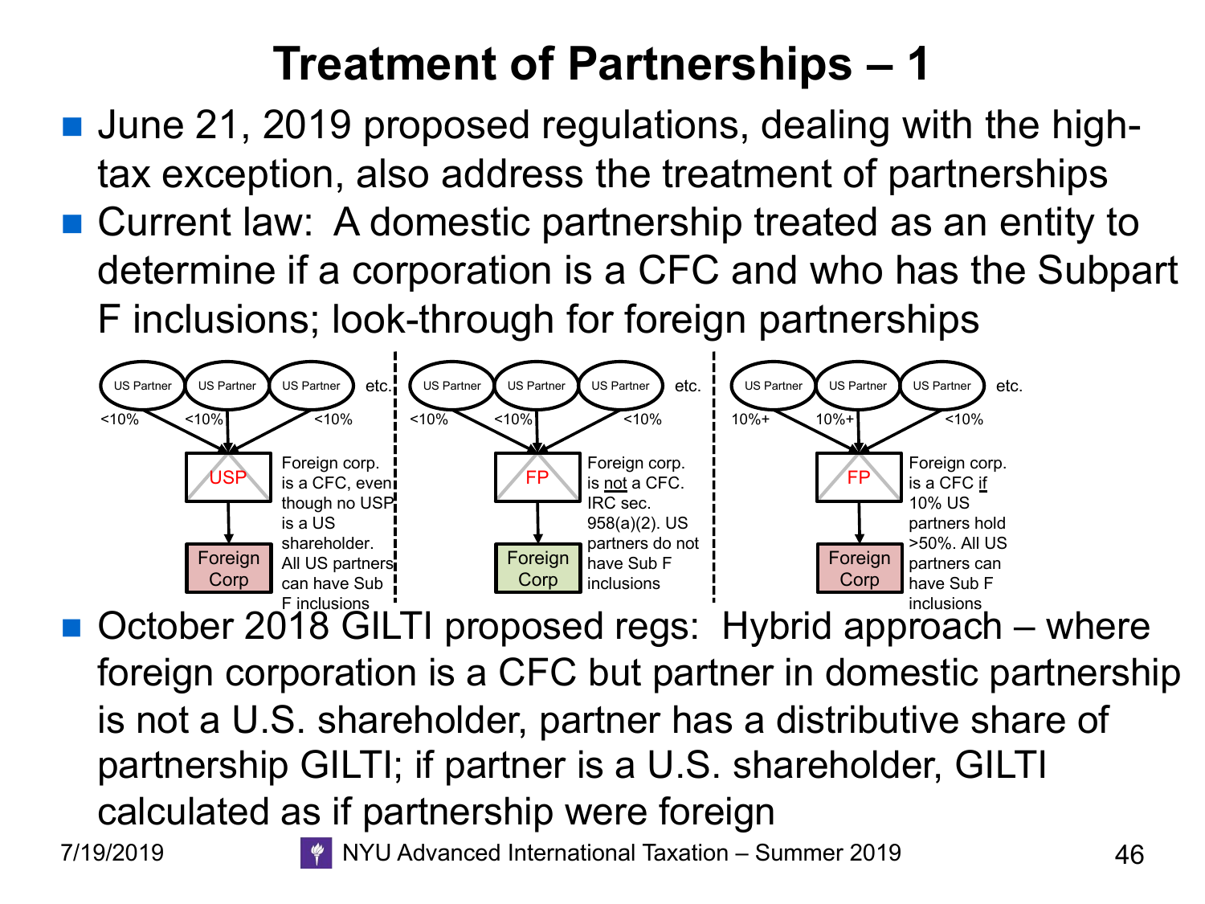# Treatment of Partnerships – 1

- June 21, 2019 proposed regulations, dealing with the high-tax exception, also address the treatment of partnerships
- Current law: A domestic partnership treated as an entity to determine if a corporation is a CFC and who has the Subpart F inclusions; look-through for foreign partnerships

US Partner, US Partner, US Partner etc. (<10%, <10%, <10%) → USP → Foreign Corp

Foreign corp. is a CFC, even though no USP is a US shareholder. All US partners can have Sub F inclusions

US Partner, US Partner, US Partner etc. (<10%, <10%, <10%) → FP → Foreign Corp

Foreign corp. is not a CFC. IRC sec. 958(a)(2). US partners do not have Sub F inclusions

US Partner, US Partner, US Partner etc. (10%+, 10%+, <10%) → FP → Foreign Corp

Foreign corp. is a CFC if 10% US partners hold >50%. All US partners can have Sub F inclusions

- October 2018 GILTI proposed regs: Hybrid approach – where foreign corporation is a CFC but partner in domestic partnership is not a U.S. shareholder, partner has a distributive share of partnership GILTI; if partner is a U.S. shareholder, GILTI calculated as if partnership were foreign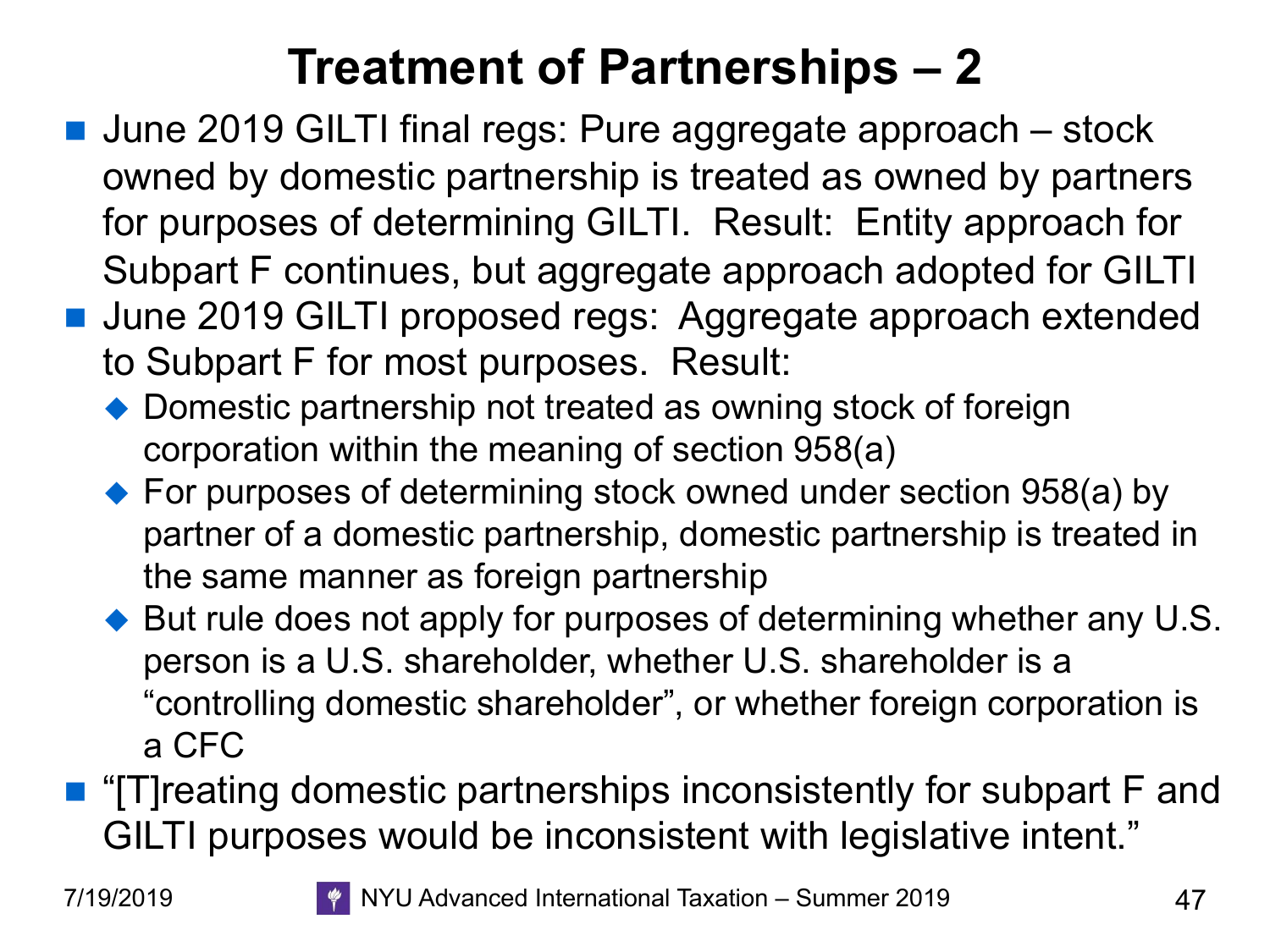# Treatment of Partnerships – 2

- June 2019 GILTI final regs: Pure aggregate approach – stock owned by domestic partnership is treated as owned by partners for purposes of determining GILTI. Result: Entity approach for Subpart F continues, but aggregate approach adopted for GILTI
- June 2019 GILTI proposed regs: Aggregate approach extended to Subpart F for most purposes. Result:
  - Domestic partnership not treated as owning stock of foreign corporation within the meaning of section 958(a)
  - For purposes of determining stock owned under section 958(a) by partner of a domestic partnership, domestic partnership is treated in the same manner as foreign partnership
  - But rule does not apply for purposes of determining whether any U.S. person is a U.S. shareholder, whether U.S. shareholder is a "controlling domestic shareholder", or whether foreign corporation is a CFC
- "[T]reating domestic partnerships inconsistently for subpart F and GILTI purposes would be inconsistent with legislative intent."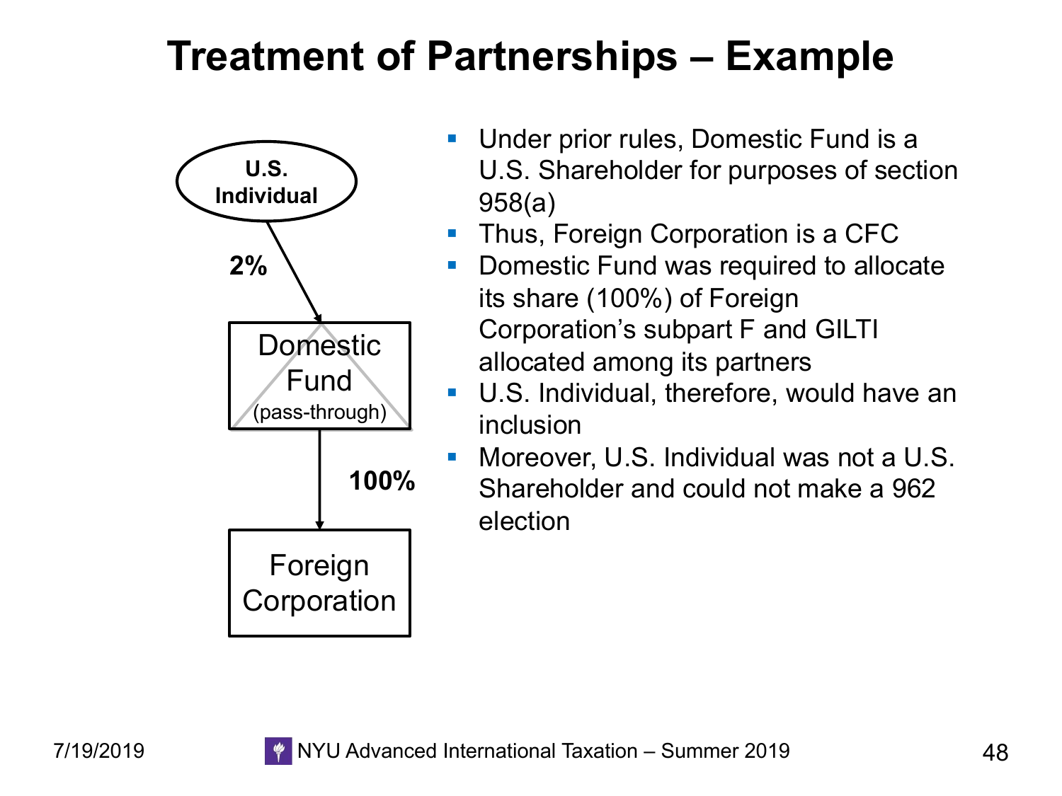# Treatment of Partnerships – Example

U.S. Individual

2%

Domestic Fund (pass-through)

100%

Foreign Corporation

- Under prior rules, Domestic Fund is a U.S. Shareholder for purposes of section 958(a)
- Thus, Foreign Corporation is a CFC
- Domestic Fund was required to allocate its share (100%) of Foreign Corporation's subpart F and GILTI allocated among its partners
- U.S. Individual, therefore, would have an inclusion
- Moreover, U.S. Individual was not a U.S. Shareholder and could not make a 962 election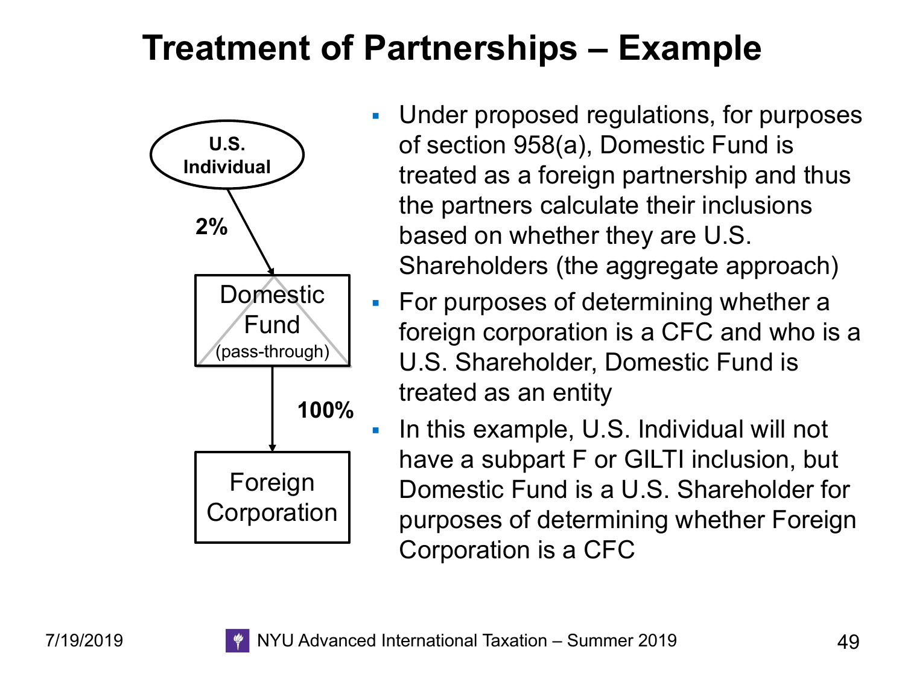# Treatment of Partnerships – Example

U.S. Individual

2%

Domestic Fund (pass-through)

100%

Foreign Corporation

- Under proposed regulations, for purposes of section 958(a), Domestic Fund is treated as a foreign partnership and thus the partners calculate their inclusions based on whether they are U.S. Shareholders (the aggregate approach)
- For purposes of determining whether a foreign corporation is a CFC and who is a U.S. Shareholder, Domestic Fund is treated as an entity
- In this example, U.S. Individual will not have a subpart F or GILTI inclusion, but Domestic Fund is a U.S. Shareholder for purposes of determining whether Foreign Corporation is a CFC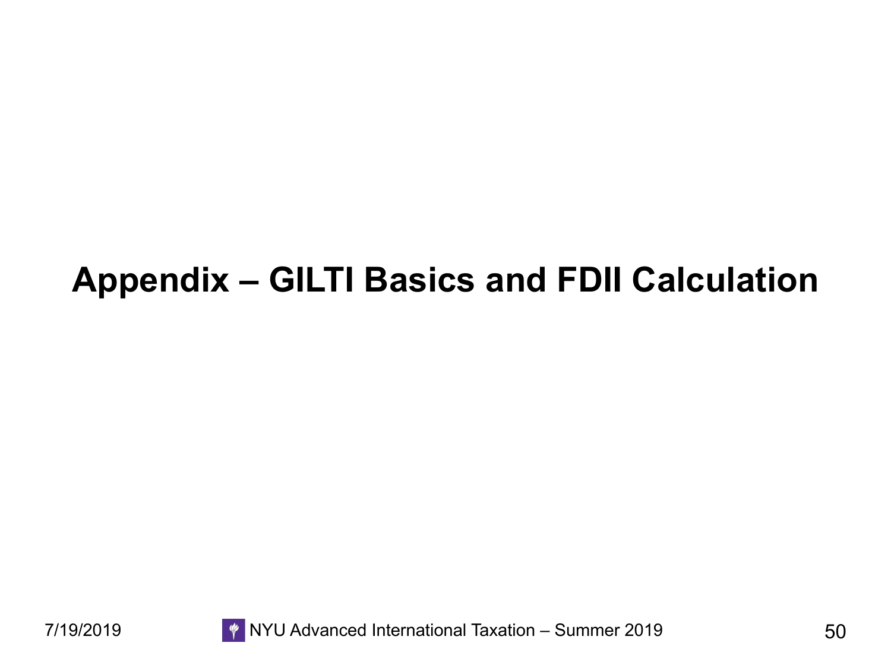# Appendix – GILTI Basics and FDII Calculation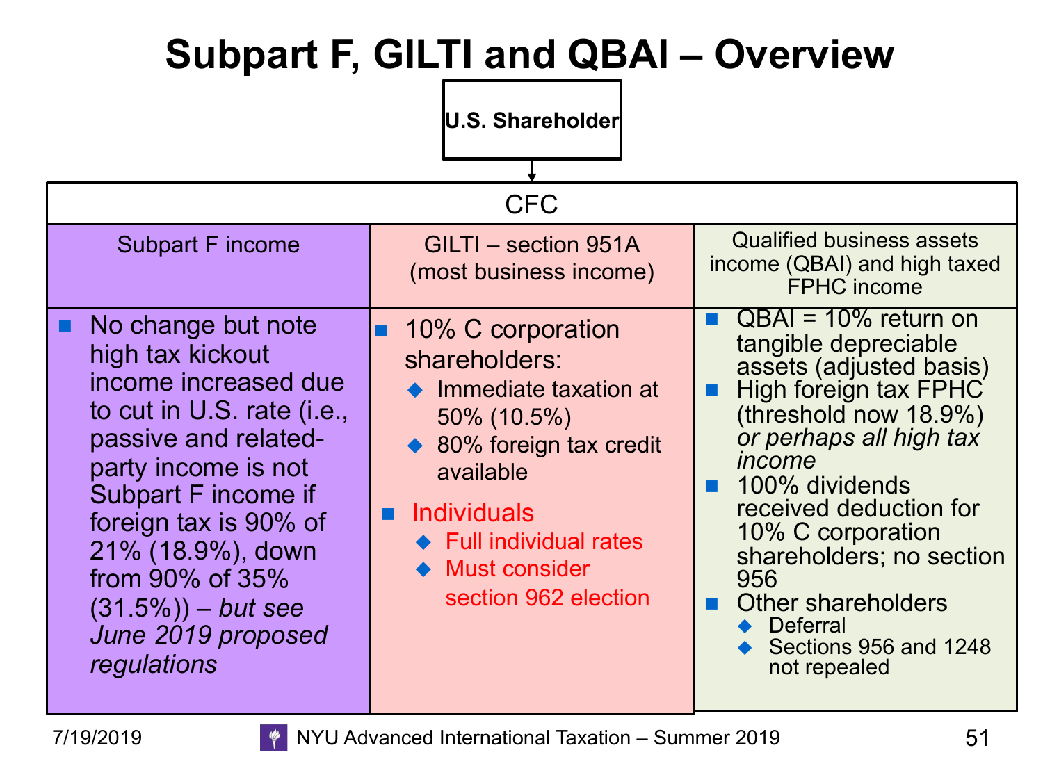# Subpart F, GILTI and QBAI – Overview

**U.S. Shareholder**

↓

**CFC**

| Subpart F income | GILTI – section 951A (most business income) | Qualified business assets income (QBAI) and high taxed FPHC income |
|---|---|---|
| ▪ No change but note high tax kickout income increased due to cut in U.S. rate (i.e., passive and related-party income is not Subpart F income if foreign tax is 90% of 21% (18.9%), down from 90% of 35% (31.5%)) – *but see June 2019 proposed regulations* | ▪ 10% C corporation shareholders:<br>◆ Immediate taxation at 50% (10.5%)<br>◆ 80% foreign tax credit available<br><br>▪ Individuals<br>◆ Full individual rates<br>◆ Must consider section 962 election | ▪ QBAI = 10% return on tangible depreciable assets (adjusted basis)<br>▪ High foreign tax FPHC (threshold now 18.9%) *or perhaps all high tax income*<br>▪ 100% dividends received deduction for 10% C corporation shareholders; no section 956<br>▪ Other shareholders<br>◆ Deferral<br>◆ Sections 956 and 1248 not repealed |

7/19/2019 NYU Advanced International Taxation – Summer 2019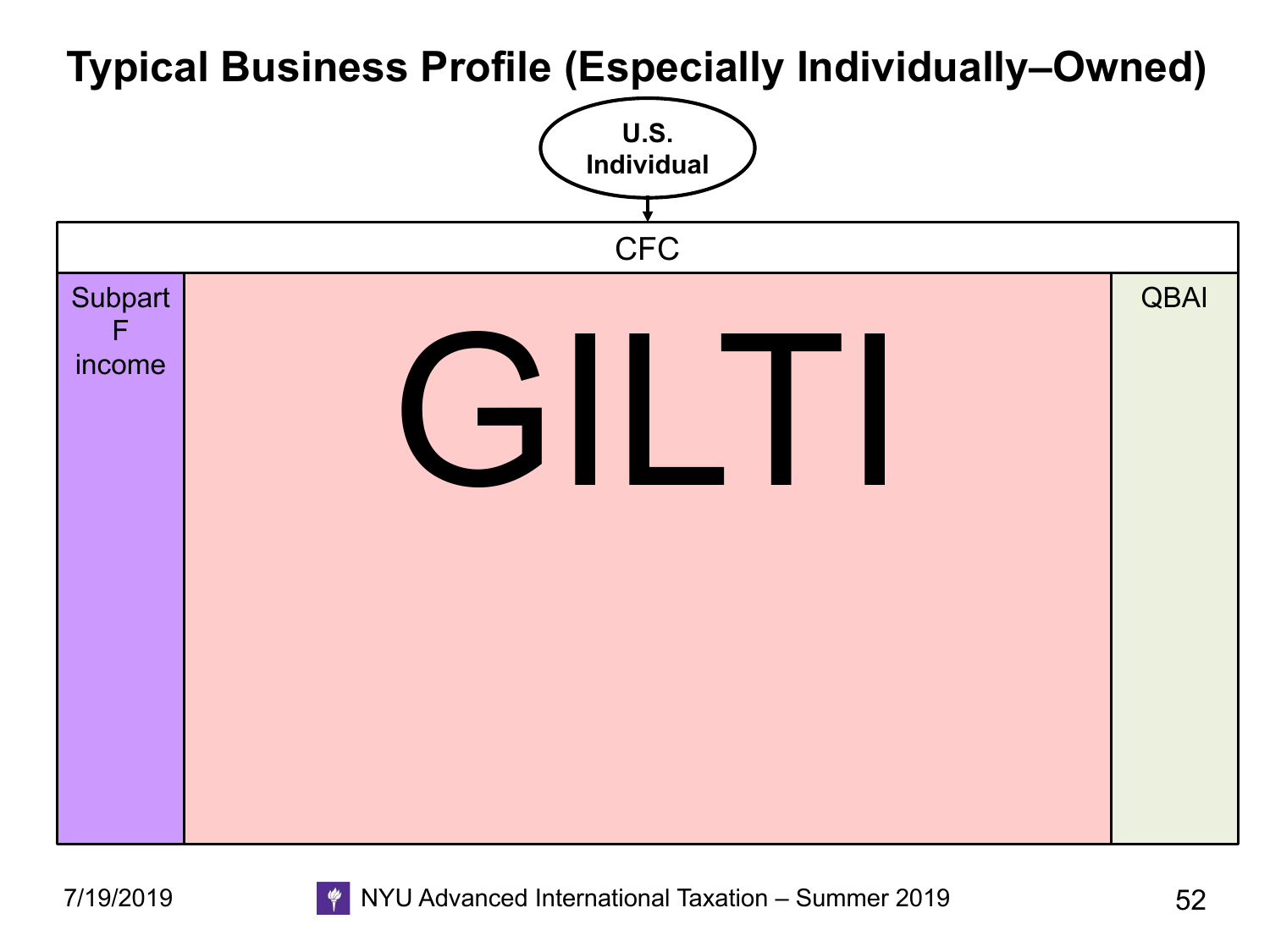# Typical Business Profile (Especially Individually–Owned)

U.S. Individual

CFC

Subpart F income

GILTI

QBAI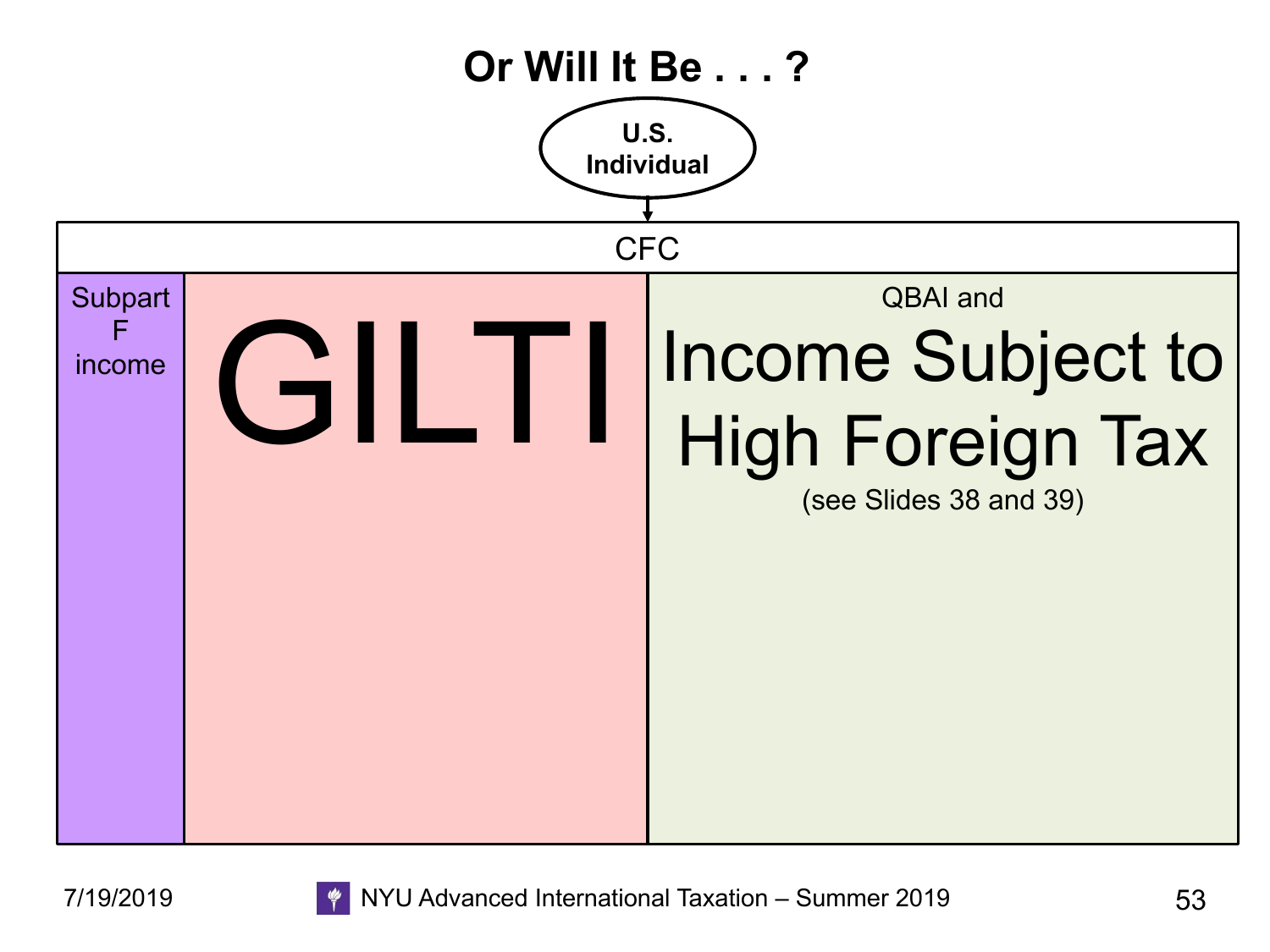# Or Will It Be . . . ?

U.S. Individual

CFC

| Subpart F income | GILTI | QBAI and Income Subject to High Foreign Tax (see Slides 38 and 39) |
| --- | --- | --- |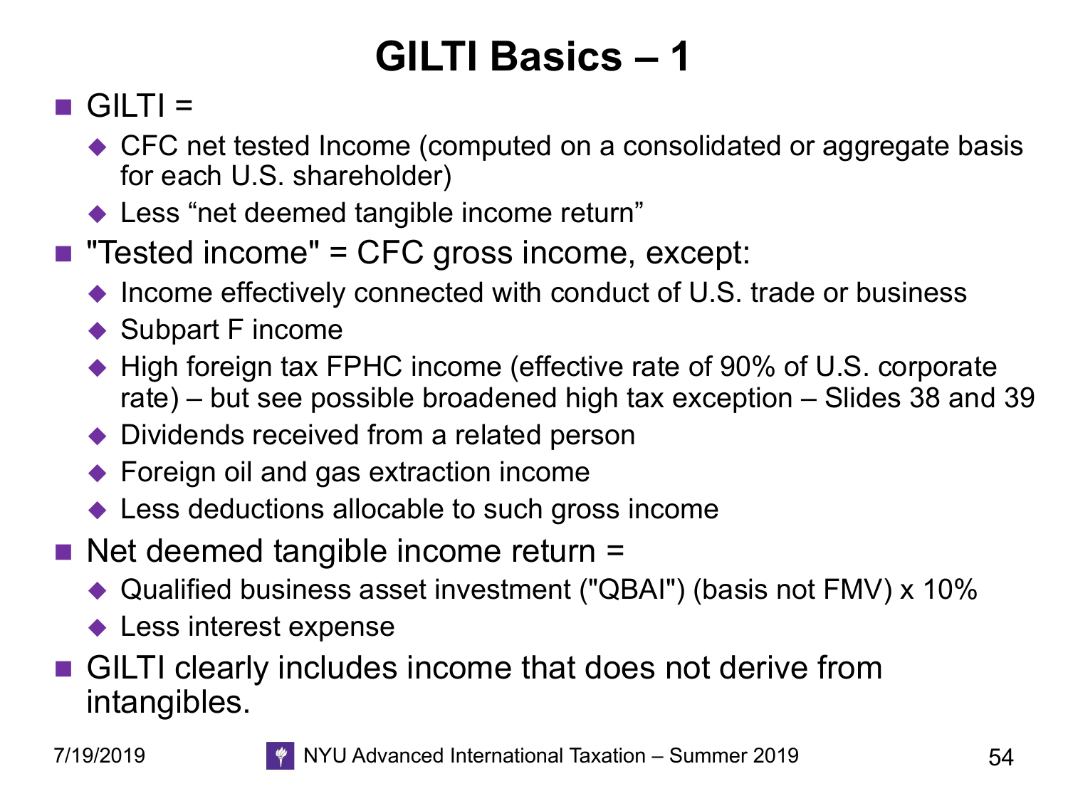# GILTI Basics – 1

- GILTI =
  - CFC net tested Income (computed on a consolidated or aggregate basis for each U.S. shareholder)
  - Less "net deemed tangible income return"
- "Tested income" = CFC gross income, except:
  - Income effectively connected with conduct of U.S. trade or business
  - Subpart F income
  - High foreign tax FPHC income (effective rate of 90% of U.S. corporate rate) – but see possible broadened high tax exception – Slides 38 and 39
  - Dividends received from a related person
  - Foreign oil and gas extraction income
  - Less deductions allocable to such gross income
- Net deemed tangible income return =
  - Qualified business asset investment ("QBAI") (basis not FMV) x 10%
  - Less interest expense
- GILTI clearly includes income that does not derive from intangibles.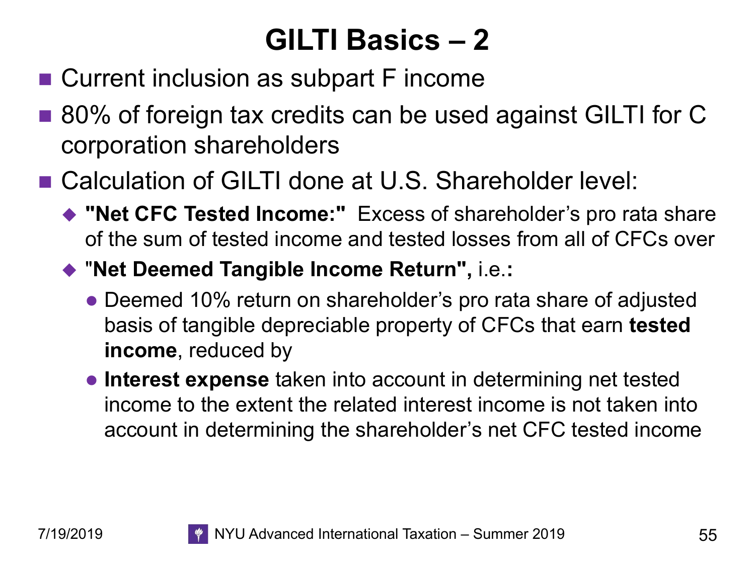# GILTI Basics – 2

- Current inclusion as subpart F income
- 80% of foreign tax credits can be used against GILTI for C corporation shareholders
- Calculation of GILTI done at U.S. Shareholder level:
  - **"Net CFC Tested Income:"** Excess of shareholder's pro rata share of the sum of tested income and tested losses from all of CFCs over
  - "**Net Deemed Tangible Income Return",** i.e.**:**
    - Deemed 10% return on shareholder's pro rata share of adjusted basis of tangible depreciable property of CFCs that earn **tested income**, reduced by
    - **Interest expense** taken into account in determining net tested income to the extent the related interest income is not taken into account in determining the shareholder's net CFC tested income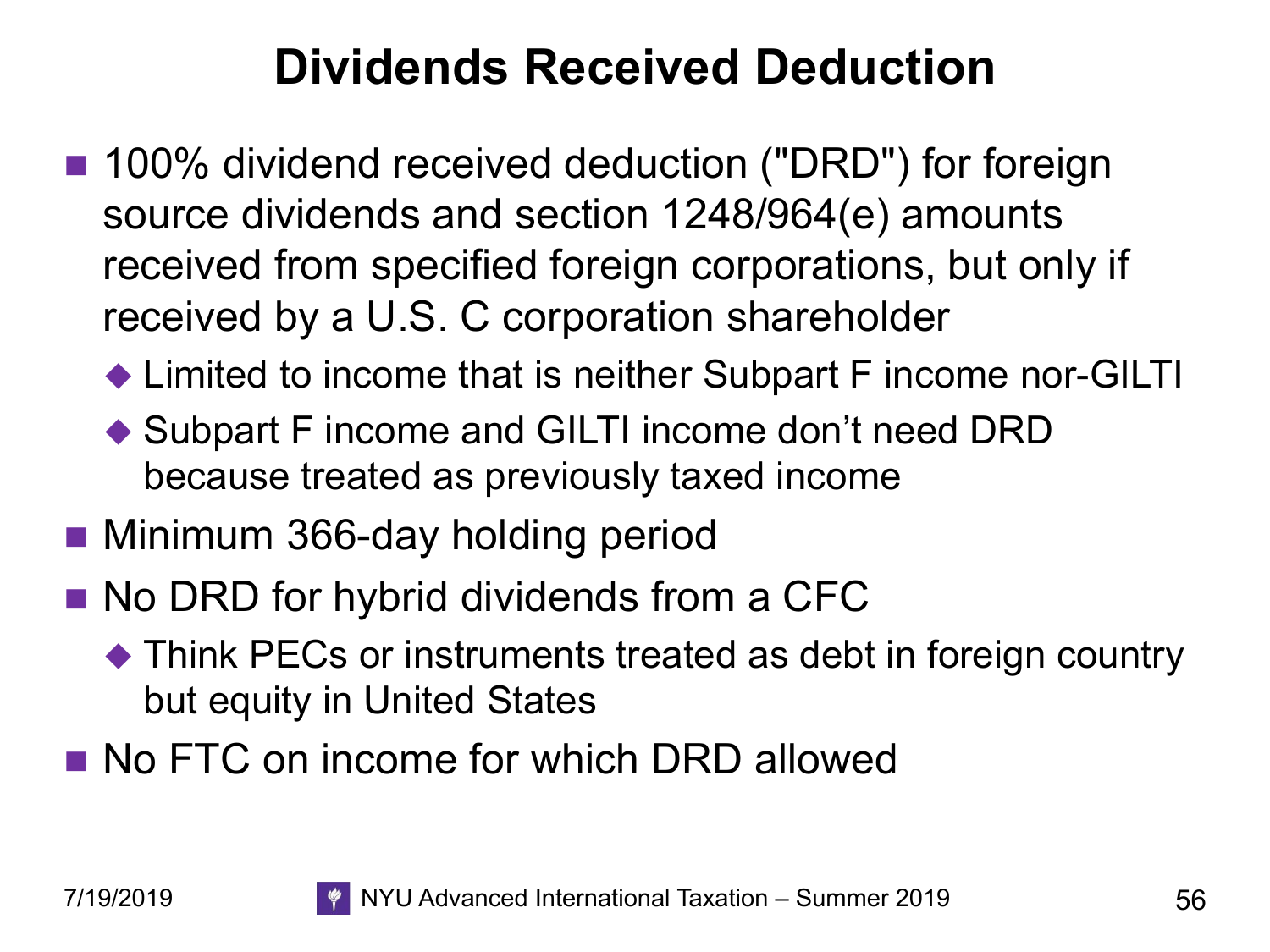# Dividends Received Deduction

- 100% dividend received deduction ("DRD") for foreign source dividends and section 1248/964(e) amounts received from specified foreign corporations, but only if received by a U.S. C corporation shareholder
  - Limited to income that is neither Subpart F income nor-GILTI
  - Subpart F income and GILTI income don't need DRD because treated as previously taxed income
- Minimum 366-day holding period
- No DRD for hybrid dividends from a CFC
  - Think PECs or instruments treated as debt in foreign country but equity in United States
- No FTC on income for which DRD allowed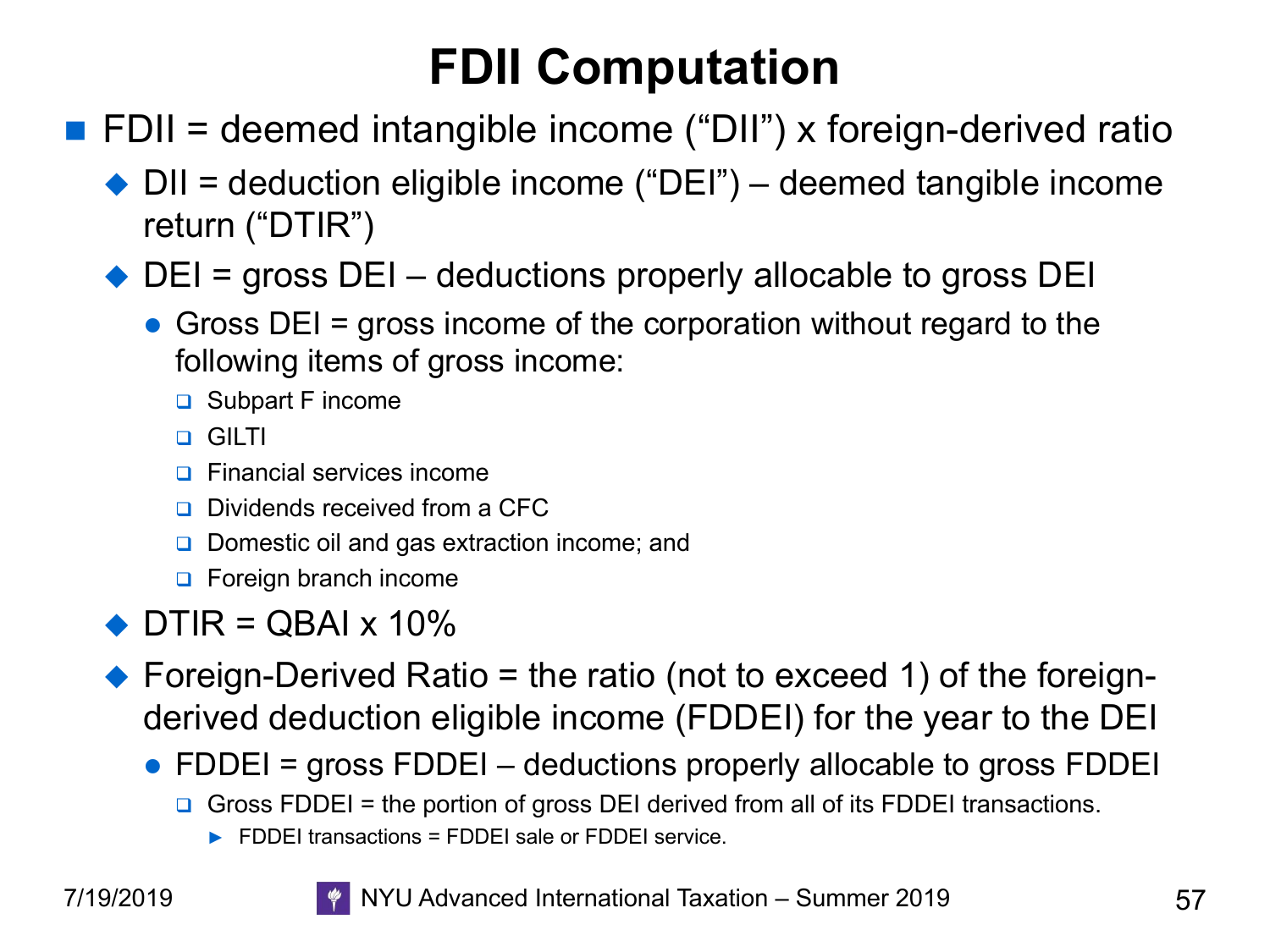# FDII Computation

- FDII = deemed intangible income ("DII") x foreign-derived ratio
  - DII = deduction eligible income ("DEI") – deemed tangible income return ("DTIR")
  - DEI = gross DEI – deductions properly allocable to gross DEI
    - Gross DEI = gross income of the corporation without regard to the following items of gross income:
      - Subpart F income
      - GILTI
      - Financial services income
      - Dividends received from a CFC
      - Domestic oil and gas extraction income; and
      - Foreign branch income
  - DTIR = QBAI x 10%
  - Foreign-Derived Ratio = the ratio (not to exceed 1) of the foreign-derived deduction eligible income (FDDEI) for the year to the DEI
    - FDDEI = gross FDDEI – deductions properly allocable to gross FDDEI
      - Gross FDDEI = the portion of gross DEI derived from all of its FDDEI transactions.
        - FDDEI transactions = FDDEI sale or FDDEI service.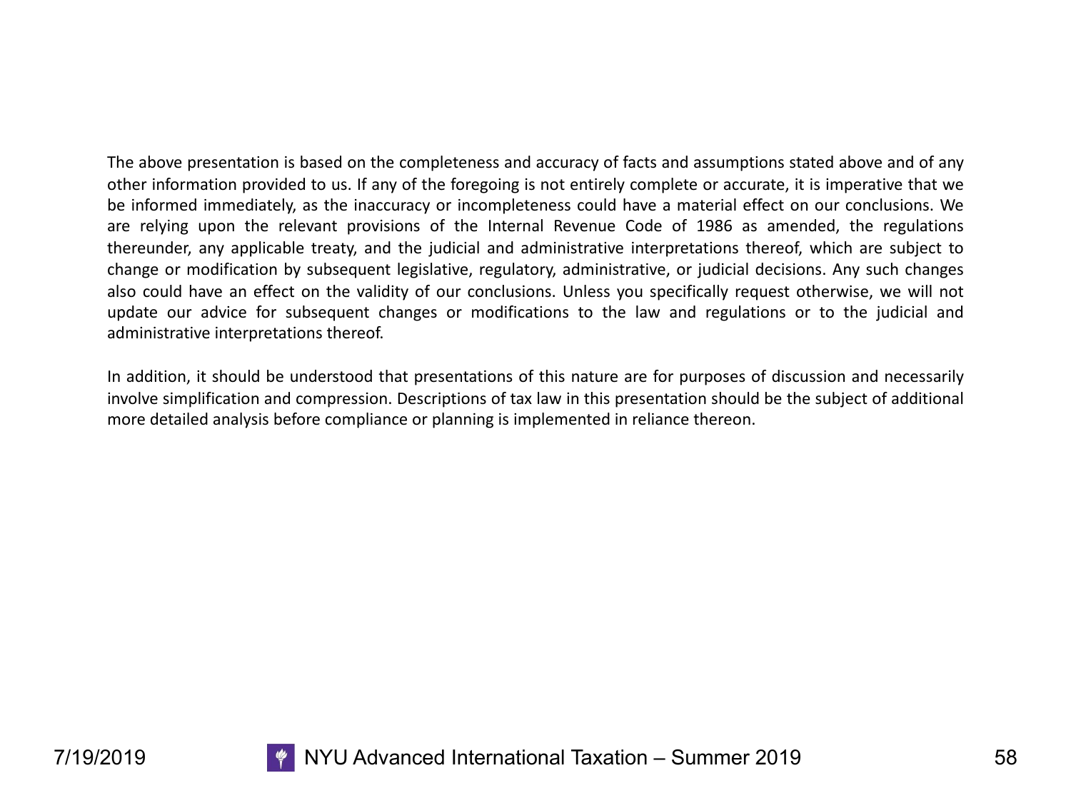The above presentation is based on the completeness and accuracy of facts and assumptions stated above and of any other information provided to us. If any of the foregoing is not entirely complete or accurate, it is imperative that we be informed immediately, as the inaccuracy or incompleteness could have a material effect on our conclusions. We are relying upon the relevant provisions of the Internal Revenue Code of 1986 as amended, the regulations thereunder, any applicable treaty, and the judicial and administrative interpretations thereof, which are subject to change or modification by subsequent legislative, regulatory, administrative, or judicial decisions. Any such changes also could have an effect on the validity of our conclusions. Unless you specifically request otherwise, we will not update our advice for subsequent changes or modifications to the law and regulations or to the judicial and administrative interpretations thereof.

In addition, it should be understood that presentations of this nature are for purposes of discussion and necessarily involve simplification and compression. Descriptions of tax law in this presentation should be the subject of additional more detailed analysis before compliance or planning is implemented in reliance thereon.